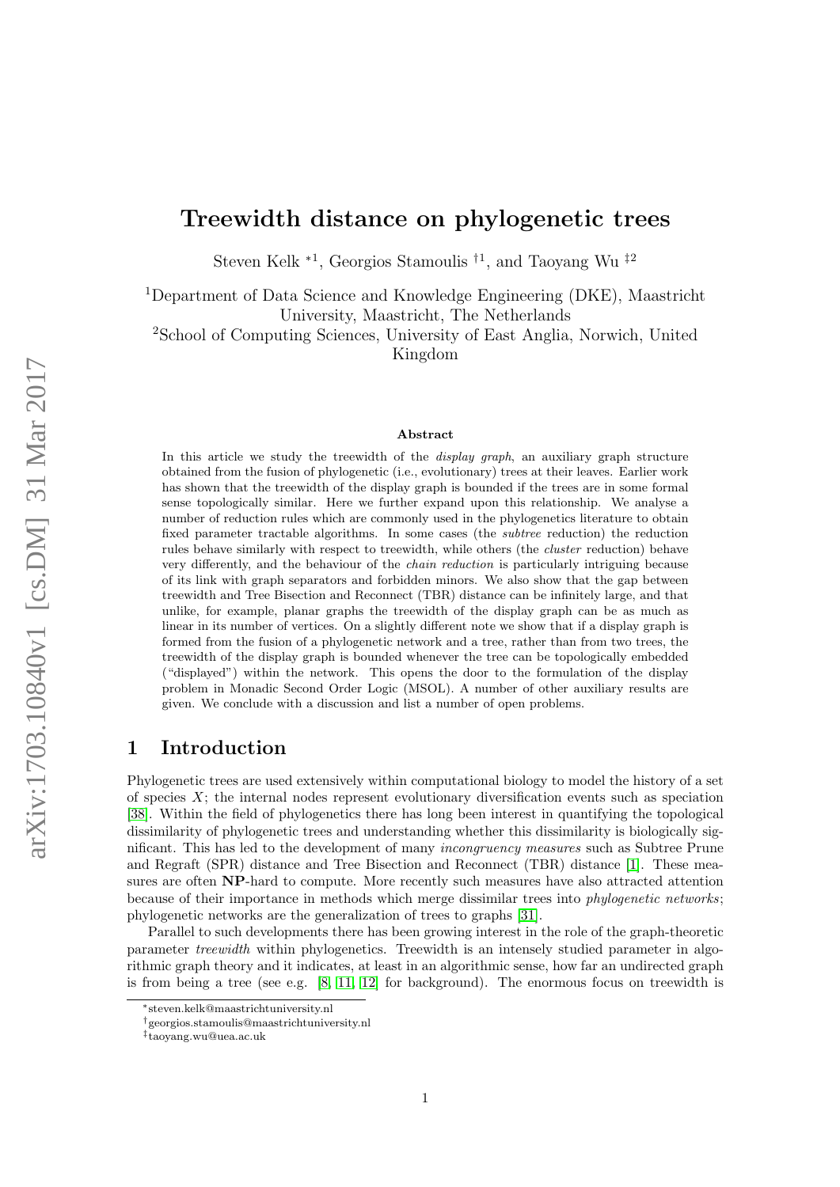# Treewidth distance on phylogenetic trees

Steven Kelk [*1], Georgios Stamoulis [†1], and Taoyang Wu [‡2]

[1]Department of Data Science and Knowledge Engineering (DKE), Maastricht University, Maastricht, The Netherlands

[2]School of Computing Sciences, University of East Anglia, Norwich, United Kingdom

### Abstract

In this article we study the treewidth of the *display graph*, an auxiliary graph structure obtained from the fusion of phylogenetic (i.e., evolutionary) trees at their leaves. Earlier work has shown that the treewidth of the display graph is bounded if the trees are in some formal sense topologically similar. Here we further expand upon this relationship. We analyse a number of reduction rules which are commonly used in the phylogenetics literature to obtain fixed parameter tractable algorithms. In some cases (the *subtree* reduction) the reduction rules behave similarly with respect to treewidth, while others (the *cluster* reduction) behave very differently, and the behaviour of the *chain reduction* is particularly intriguing because of its link with graph separators and forbidden minors. We also show that the gap between treewidth and Tree Bisection and Reconnect (TBR) distance can be infinitely large, and that unlike, for example, planar graphs the treewidth of the display graph can be as much as linear in its number of vertices. On a slightly different note we show that if a display graph is formed from the fusion of a phylogenetic network and a tree, rather than from two trees, the treewidth of the display graph is bounded whenever the tree can be topologically embedded ("displayed") within the network. This opens the door to the formulation of the display problem in Monadic Second Order Logic (MSOL). A number of other auxiliary results are given. We conclude with a discussion and list a number of open problems.

## 1 Introduction

Phylogenetic trees are used extensively within computational biology to model the history of a set of species $X$; the internal nodes represent evolutionary diversification events such as speciation [38]. Within the field of phylogenetics there has long been interest in quantifying the topological dissimilarity of phylogenetic trees and understanding whether this dissimilarity is biologically significant. This has led to the development of many *incongruency measures* such as Subtree Prune and Regraft (SPR) distance and Tree Bisection and Reconnect (TBR) distance [1]. These measures are often **NP**-hard to compute. More recently such measures have also attracted attention because of their importance in methods which merge dissimilar trees into *phylogenetic networks*; phylogenetic networks are the generalization of trees to graphs [31].

Parallel to such developments there has been growing interest in the role of the graph-theoretic parameter *treewidth* within phylogenetics. Treewidth is an intensely studied parameter in algorithmic graph theory and it indicates, at least in an algorithmic sense, how far an undirected graph is from being a tree (see e.g. [8, 11, 12] for background). The enormous focus on treewidth is

*steven.kelk@maastrichtuniversity.nl

†georgios.stamoulis@maastrichtuniversity.nl

‡taoyang.wu@uea.ac.uk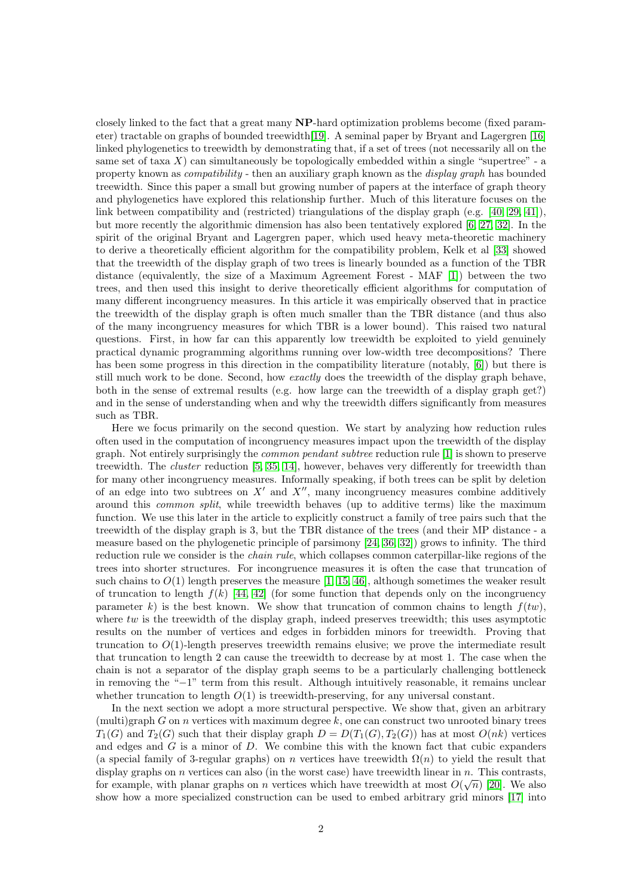closely linked to the fact that a great many **NP**-hard optimization problems become (fixed parameter) tractable on graphs of bounded treewidth[19]. A seminal paper by Bryant and Lagergren [16] linked phylogenetics to treewidth by demonstrating that, if a set of trees (not necessarily all on the same set of taxa $X$) can simultaneously be topologically embedded within a single "supertree" - a property known as *compatibility* - then an auxiliary graph known as the *display graph* has bounded treewidth. Since this paper a small but growing number of papers at the interface of graph theory and phylogenetics have explored this relationship further. Much of this literature focuses on the link between compatibility and (restricted) triangulations of the display graph (e.g. [40, 29, 41]), but more recently the algorithmic dimension has also been tentatively explored [6, 27, 32]. In the spirit of the original Bryant and Lagergren paper, which used heavy meta-theoretic machinery to derive a theoretically efficient algorithm for the compatibility problem, Kelk et al [33] showed that the treewidth of the display graph of two trees is linearly bounded as a function of the TBR distance (equivalently, the size of a Maximum Agreement Forest - MAF [1]) between the two trees, and then used this insight to derive theoretically efficient algorithms for computation of many different incongruency measures. In this article it was empirically observed that in practice the treewidth of the display graph is often much smaller than the TBR distance (and thus also of the many incongruency measures for which TBR is a lower bound). This raised two natural questions. First, in how far can this apparently low treewidth be exploited to yield genuinely practical dynamic programming algorithms running over low-width tree decompositions? There has been some progress in this direction in the compatibility literature (notably, [6]) but there is still much work to be done. Second, how *exactly* does the treewidth of the display graph behave, both in the sense of extremal results (e.g. how large can the treewidth of a display graph get?) and in the sense of understanding when and why the treewidth differs significantly from measures such as TBR.

Here we focus primarily on the second question. We start by analyzing how reduction rules often used in the computation of incongruency measures impact upon the treewidth of the display graph. Not entirely surprisingly the *common pendant subtree* reduction rule [1] is shown to preserve treewidth. The *cluster* reduction [5, 35, 14], however, behaves very differently for treewidth than for many other incongruency measures. Informally speaking, if both trees can be split by deletion of an edge into two subtrees on $X'$ and $X''$, many incongruency measures combine additively around this *common split*, while treewidth behaves (up to additive terms) like the maximum function. We use this later in the article to explicitly construct a family of tree pairs such that the treewidth of the display graph is 3, but the TBR distance of the trees (and their MP distance - a measure based on the phylogenetic principle of parsimony [24, 36, 32]) grows to infinity. The third reduction rule we consider is the *chain rule*, which collapses common caterpillar-like regions of the trees into shorter structures. For incongruence measures it is often the case that truncation of such chains to $O(1)$ length preserves the measure [1, 15, 46], although sometimes the weaker result of truncation to length $f(k)$ [44, 42] (for some function that depends only on the incongruency parameter $k$) is the best known. We show that truncation of common chains to length $f(tw)$, where $tw$ is the treewidth of the display graph, indeed preserves treewidth; this uses asymptotic results on the number of vertices and edges in forbidden minors for treewidth. Proving that truncation to $O(1)$-length preserves treewidth remains elusive; we prove the intermediate result that truncation to length 2 can cause the treewidth to decrease by at most 1. The case when the chain is not a separator of the display graph seems to be a particularly challenging bottleneck in removing the "$-1$" term from this result. Although intuitively reasonable, it remains unclear whether truncation to length $O(1)$ is treewidth-preserving, for any universal constant.

In the next section we adopt a more structural perspective. We show that, given an arbitrary (multi)graph $G$ on $n$ vertices with maximum degree $k$, one can construct two unrooted binary trees $T_1(G)$ and $T_2(G)$ such that their display graph $D = D(T_1(G), T_2(G))$ has at most $O(nk)$ vertices and edges and $G$ is a minor of $D$. We combine this with the known fact that cubic expanders (a special family of 3-regular graphs) on $n$ vertices have treewidth $\Omega(n)$ to yield the result that display graphs on $n$ vertices can also (in the worst case) have treewidth linear in $n$. This contrasts, for example, with planar graphs on $n$ vertices which have treewidth at most $O(\sqrt{n})$ [20]. We also show how a more specialized construction can be used to embed arbitrary grid minors [17] into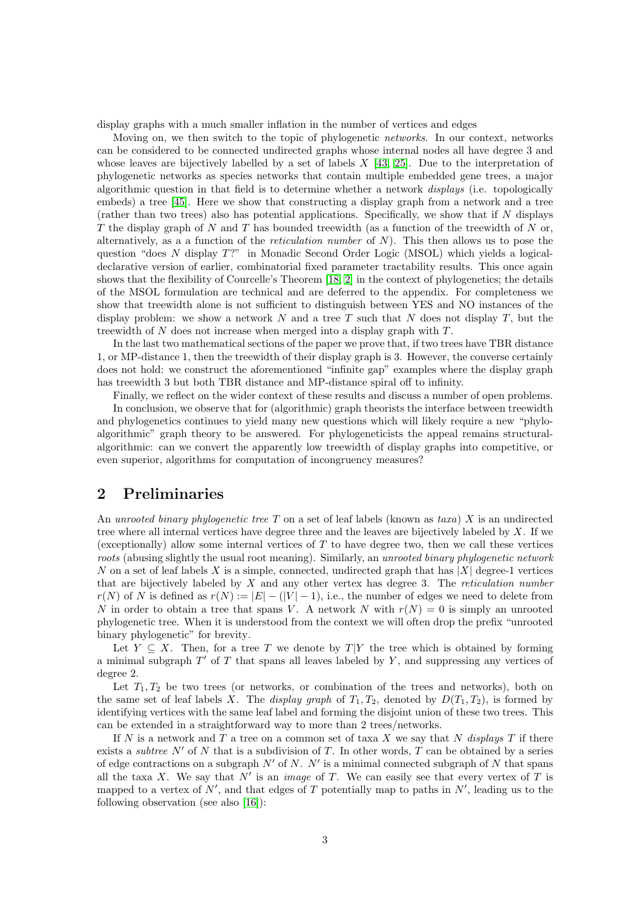display graphs with a much smaller inflation in the number of vertices and edges

Moving on, we then switch to the topic of phylogenetic *networks*. In our context, networks can be considered to be connected undirected graphs whose internal nodes all have degree 3 and whose leaves are bijectively labelled by a set of labels $X$ [43, 25]. Due to the interpretation of phylogenetic networks as species networks that contain multiple embedded gene trees, a major algorithmic question in that field is to determine whether a network *displays* (i.e. topologically embeds) a tree [45]. Here we show that constructing a display graph from a network and a tree (rather than two trees) also has potential applications. Specifically, we show that if $N$ displays $T$ the display graph of $N$ and $T$ has bounded treewidth (as a function of the treewidth of $N$ or, alternatively, as a a function of the *reticulation number* of $N$). This then allows us to pose the question "does $N$ display $T$?" in Monadic Second Order Logic (MSOL) which yields a logical-declarative version of earlier, combinatorial fixed parameter tractability results. This once again shows that the flexibility of Courcelle's Theorem [18, 2] in the context of phylogenetics; the details of the MSOL formulation are technical and are deferred to the appendix. For completeness we show that treewidth alone is not sufficient to distinguish between YES and NO instances of the display problem: we show a network $N$ and a tree $T$ such that $N$ does not display $T$, but the treewidth of $N$ does not increase when merged into a display graph with $T$.

In the last two mathematical sections of the paper we prove that, if two trees have TBR distance 1, or MP-distance 1, then the treewidth of their display graph is 3. However, the converse certainly does not hold: we construct the aforementioned "infinite gap" examples where the display graph has treewidth 3 but both TBR distance and MP-distance spiral off to infinity.

Finally, we reflect on the wider context of these results and discuss a number of open problems.

In conclusion, we observe that for (algorithmic) graph theorists the interface between treewidth and phylogenetics continues to yield many new questions which will likely require a new "phylo-algorithmic" graph theory to be answered. For phylogeneticists the appeal remains structural-algorithmic: can we convert the apparently low treewidth of display graphs into competitive, or even superior, algorithms for computation of incongruency measures?

## 2 Preliminaries

An *unrooted binary phylogenetic tree* $T$ on a set of leaf labels (known as *taxa*) $X$ is an undirected tree where all internal vertices have degree three and the leaves are bijectively labeled by $X$. If we (exceptionally) allow some internal vertices of $T$ to have degree two, then we call these vertices *roots* (abusing slightly the usual root meaning). Similarly, an *unrooted binary phylogenetic network* $N$ on a set of leaf labels $X$ is a simple, connected, undirected graph that has $|X|$ degree-1 vertices that are bijectively labeled by $X$ and any other vertex has degree 3. The *reticulation number* $r(N)$ of $N$ is defined as $r(N) := |E| - (|V| - 1)$, i.e., the number of edges we need to delete from $N$ in order to obtain a tree that spans $V$. A network $N$ with $r(N) = 0$ is simply an unrooted phylogenetic tree. When it is understood from the context we will often drop the prefix "unrooted binary phylogenetic" for brevity.

Let $Y \subseteq X$. Then, for a tree $T$ we denote by $T|Y$ the tree which is obtained by forming a minimal subgraph $T'$ of $T$ that spans all leaves labeled by $Y$, and suppressing any vertices of degree 2.

Let $T_1, T_2$ be two trees (or networks, or combination of the trees and networks), both on the same set of leaf labels $X$. The *display graph* of $T_1, T_2$, denoted by $D(T_1, T_2)$, is formed by identifying vertices with the same leaf label and forming the disjoint union of these two trees. This can be extended in a straightforward way to more than 2 trees/networks.

If $N$ is a network and $T$ a tree on a common set of taxa $X$ we say that $N$ *displays* $T$ if there exists a *subtree* $N'$ of $N$ that is a subdivision of $T$. In other words, $T$ can be obtained by a series of edge contractions on a subgraph $N'$ of $N$. $N'$ is a minimal connected subgraph of $N$ that spans all the taxa $X$. We say that $N'$ is an *image* of $T$. We can easily see that every vertex of $T$ is mapped to a vertex of $N'$, and that edges of $T$ potentially map to paths in $N'$, leading us to the following observation (see also [16]):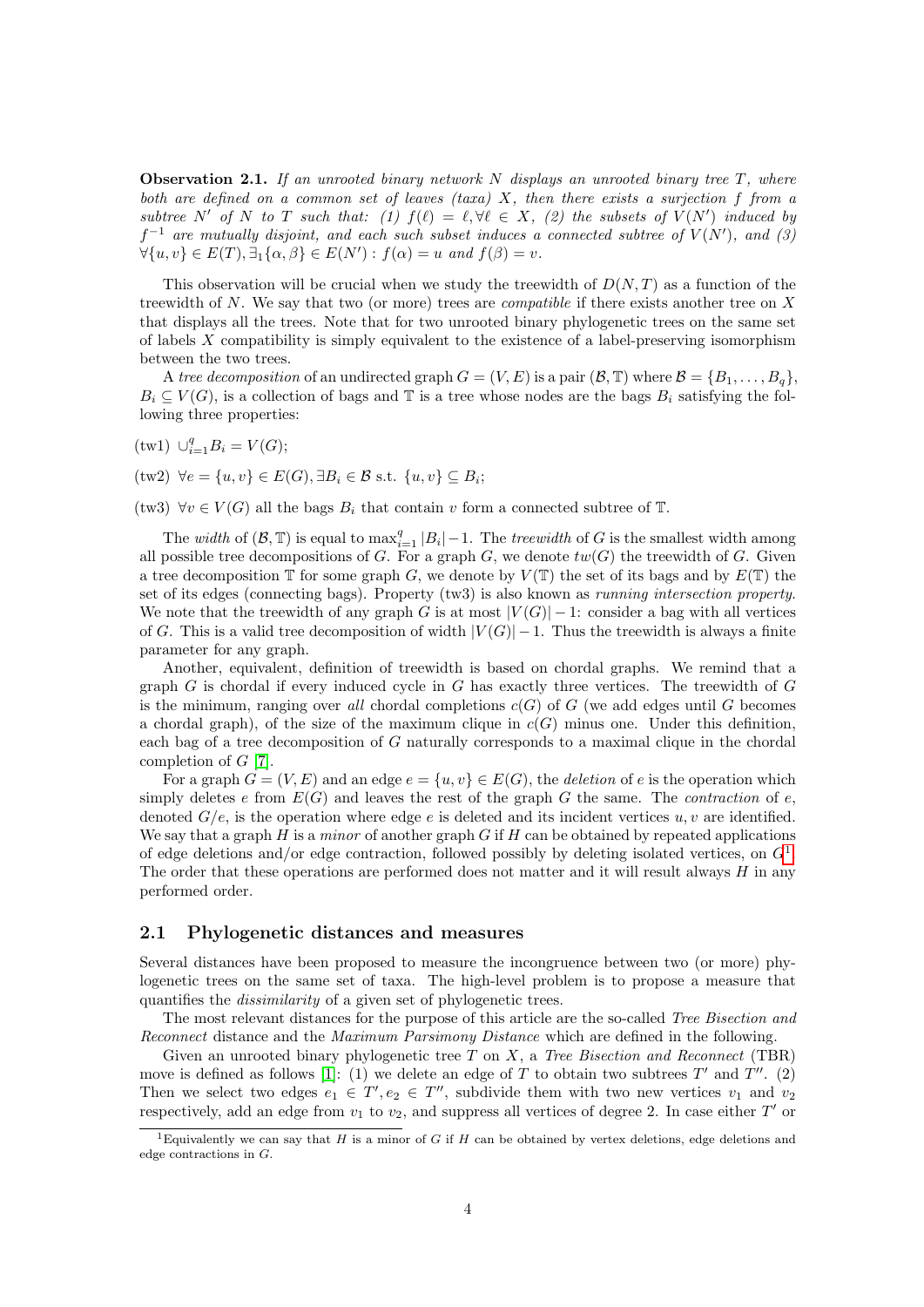**Observation 2.1.** *If an unrooted binary network $N$ displays an unrooted binary tree $T$, where both are defined on a common set of leaves (taxa) $X$, then there exists a surjection $f$ from a subtree $N'$ of $N$ to $T$ such that: (1) $f(\ell) = \ell, \forall \ell \in X$, (2) the subsets of $V(N')$ induced by $f^{-1}$ are mutually disjoint, and each such subset induces a connected subtree of $V(N')$, and (3) $\forall \{u, v\} \in E(T), \exists_1 \{\alpha, \beta\} \in E(N') : f(\alpha) = u$ and $f(\beta) = v$.*

This observation will be crucial when we study the treewidth of $D(N, T)$ as a function of the treewidth of $N$. We say that two (or more) trees are *compatible* if there exists another tree on $X$ that displays all the trees. Note that for two unrooted binary phylogenetic trees on the same set of labels $X$ compatibility is simply equivalent to the existence of a label-preserving isomorphism between the two trees.

A *tree decomposition* of an undirected graph $G = (V, E)$ is a pair $(\mathcal{B}, \mathbb{T})$ where $\mathcal{B} = \{B_1, \ldots, B_q\}$, $B_i \subseteq V(G)$, is a collection of bags and $\mathbb{T}$ is a tree whose nodes are the bags $B_i$ satisfying the following three properties:

(tw1) $\cup_{i=1}^{q} B_i = V(G)$;

(tw2) $\forall e = \{u, v\} \in E(G), \exists B_i \in \mathcal{B}$ s.t. $\{u, v\} \subseteq B_i$;

(tw3) $\forall v \in V(G)$ all the bags $B_i$ that contain $v$ form a connected subtree of $\mathbb{T}$.

The *width* of $(\mathcal{B}, \mathbb{T})$ is equal to $\max_{i=1}^{q} |B_i| - 1$. The *treewidth* of $G$ is the smallest width among all possible tree decompositions of $G$. For a graph $G$, we denote $tw(G)$ the treewidth of $G$. Given a tree decomposition $\mathbb{T}$ for some graph $G$, we denote by $V(\mathbb{T})$ the set of its bags and by $E(\mathbb{T})$ the set of its edges (connecting bags). Property (tw3) is also known as *running intersection property*. We note that the treewidth of any graph $G$ is at most $|V(G)| - 1$: consider a bag with all vertices of $G$. This is a valid tree decomposition of width $|V(G)| - 1$. Thus the treewidth is always a finite parameter for any graph.

Another, equivalent, definition of treewidth is based on chordal graphs. We remind that a graph $G$ is chordal if every induced cycle in $G$ has exactly three vertices. The treewidth of $G$ is the minimum, ranging over *all* chordal completions $c(G)$ of $G$ (we add edges until $G$ becomes a chordal graph), of the size of the maximum clique in $c(G)$ minus one. Under this definition, each bag of a tree decomposition of $G$ naturally corresponds to a maximal clique in the chordal completion of $G$ [7].

For a graph $G = (V, E)$ and an edge $e = \{u, v\} \in E(G)$, the *deletion* of $e$ is the operation which simply deletes $e$ from $E(G)$ and leaves the rest of the graph $G$ the same. The *contraction* of $e$, denoted $G/e$, is the operation where edge $e$ is deleted and its incident vertices $u, v$ are identified. We say that a graph $H$ is a *minor* of another graph $G$ if $H$ can be obtained by repeated applications of edge deletions and/or edge contraction, followed possibly by deleting isolated vertices, on $G$[1]. The order that these operations are performed does not matter and it will result always $H$ in any performed order.

## 2.1 Phylogenetic distances and measures

Several distances have been proposed to measure the incongruence between two (or more) phylogenetic trees on the same set of taxa. The high-level problem is to propose a measure that quantifies the *dissimilarity* of a given set of phylogenetic trees.

The most relevant distances for the purpose of this article are the so-called *Tree Bisection and Reconnect* distance and the *Maximum Parsimony Distance* which are defined in the following.

Given an unrooted binary phylogenetic tree $T$ on $X$, a *Tree Bisection and Reconnect* (TBR) move is defined as follows [1]: (1) we delete an edge of $T$ to obtain two subtrees $T'$ and $T''$. (2) Then we select two edges $e_1 \in T', e_2 \in T''$, subdivide them with two new vertices $v_1$ and $v_2$ respectively, add an edge from $v_1$ to $v_2$, and suppress all vertices of degree 2. In case either $T'$ or

[1] Equivalently we can say that $H$ is a minor of $G$ if $H$ can be obtained by vertex deletions, edge deletions and edge contractions in $G$.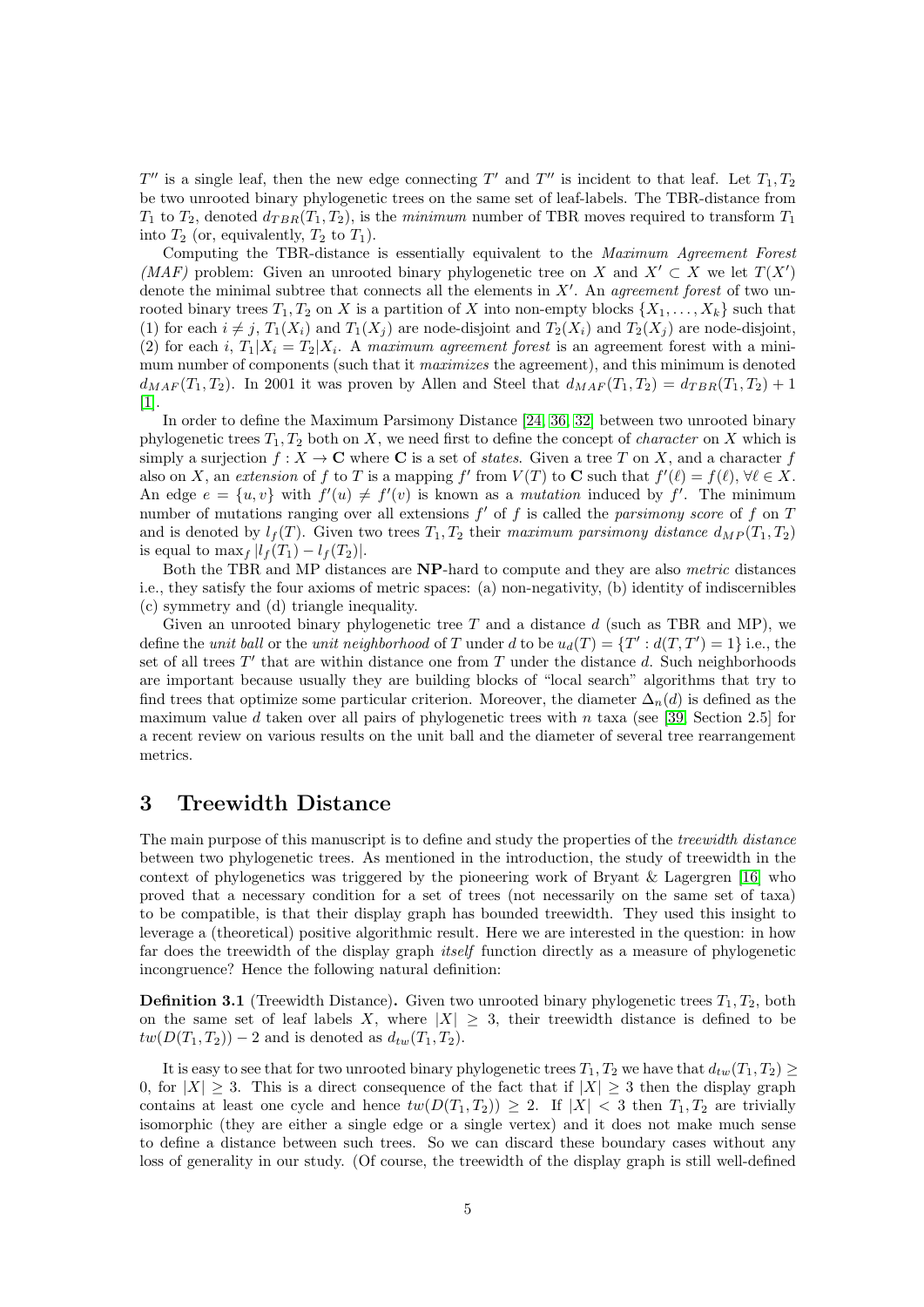$T''$ is a single leaf, then the new edge connecting $T'$ and $T''$ is incident to that leaf. Let $T_1, T_2$ be two unrooted binary phylogenetic trees on the same set of leaf-labels. The TBR-distance from $T_1$ to $T_2$, denoted $d_{TBR}(T_1, T_2)$, is the *minimum* number of TBR moves required to transform $T_1$ into $T_2$ (or, equivalently, $T_2$ to $T_1$).

Computing the TBR-distance is essentially equivalent to the *Maximum Agreement Forest (MAF)* problem: Given an unrooted binary phylogenetic tree on $X$ and $X' \subset X$ we let $T(X')$ denote the minimal subtree that connects all the elements in $X'$. An *agreement forest* of two unrooted binary trees $T_1, T_2$ on $X$ is a partition of $X$ into non-empty blocks $\{X_1, \ldots, X_k\}$ such that (1) for each $i \neq j$, $T_1(X_i)$ and $T_1(X_j)$ are node-disjoint and $T_2(X_i)$ and $T_2(X_j)$ are node-disjoint, (2) for each $i$, $T_1|X_i = T_2|X_i$. A *maximum agreement forest* is an agreement forest with a minimum number of components (such that it *maximizes* the agreement), and this minimum is denoted $d_{MAF}(T_1, T_2)$. In 2001 it was proven by Allen and Steel that $d_{MAF}(T_1, T_2) = d_{TBR}(T_1, T_2) + 1$ [1].

In order to define the Maximum Parsimony Distance [24, 36, 32] between two unrooted binary phylogenetic trees $T_1, T_2$ both on $X$, we need first to define the concept of *character* on $X$ which is simply a surjection $f : X \to \mathbf{C}$ where $\mathbf{C}$ is a set of *states*. Given a tree $T$ on $X$, and a character $f$ also on $X$, an *extension* of $f$ to $T$ is a mapping $f'$ from $V(T)$ to $\mathbf{C}$ such that $f'(\ell) = f(\ell)$, $\forall \ell \in X$. An edge $e = \{u, v\}$ with $f'(u) \neq f'(v)$ is known as a *mutation* induced by $f'$. The minimum number of mutations ranging over all extensions $f'$ of $f$ is called the *parsimony score* of $f$ on $T$ and is denoted by $l_f(T)$. Given two trees $T_1, T_2$ their *maximum parsimony distance* $d_{MP}(T_1, T_2)$ is equal to $\max_f |l_f(T_1) - l_f(T_2)|$.

Both the TBR and MP distances are **NP**-hard to compute and they are also *metric* distances i.e., they satisfy the four axioms of metric spaces: (a) non-negativity, (b) identity of indiscernibles (c) symmetry and (d) triangle inequality.

Given an unrooted binary phylogenetic tree $T$ and a distance $d$ (such as TBR and MP), we define the *unit ball* or the *unit neighborhood* of $T$ under $d$ to be $u_d(T) = \{T' : d(T, T') = 1\}$ i.e., the set of all trees $T'$ that are within distance one from $T$ under the distance $d$. Such neighborhoods are important because usually they are building blocks of "local search" algorithms that try to find trees that optimize some particular criterion. Moreover, the diameter $\Delta_n(d)$ is defined as the maximum value $d$ taken over all pairs of phylogenetic trees with $n$ taxa (see [39, Section 2.5] for a recent review on various results on the unit ball and the diameter of several tree rearrangement metrics.

## 3 Treewidth Distance

The main purpose of this manuscript is to define and study the properties of the *treewidth distance* between two phylogenetic trees. As mentioned in the introduction, the study of treewidth in the context of phylogenetics was triggered by the pioneering work of Bryant & Lagergren [16] who proved that a necessary condition for a set of trees (not necessarily on the same set of taxa) to be compatible, is that their display graph has bounded treewidth. They used this insight to leverage a (theoretical) positive algorithmic result. Here we are interested in the question: in how far does the treewidth of the display graph *itself* function directly as a measure of phylogenetic incongruence? Hence the following natural definition:

**Definition 3.1** (Treewidth Distance)**.** Given two unrooted binary phylogenetic trees $T_1, T_2$, both on the same set of leaf labels $X$, where $|X| \geq 3$, their treewidth distance is defined to be $tw(D(T_1, T_2)) - 2$ and is denoted as $d_{tw}(T_1, T_2)$.

It is easy to see that for two unrooted binary phylogenetic trees $T_1, T_2$ we have that $d_{tw}(T_1, T_2) \geq 0$, for $|X| \geq 3$. This is a direct consequence of the fact that if $|X| \geq 3$ then the display graph contains at least one cycle and hence $tw(D(T_1, T_2)) \geq 2$. If $|X| < 3$ then $T_1, T_2$ are trivially isomorphic (they are either a single edge or a single vertex) and it does not make much sense to define a distance between such trees. So we can discard these boundary cases without any loss of generality in our study. (Of course, the treewidth of the display graph is still well-defined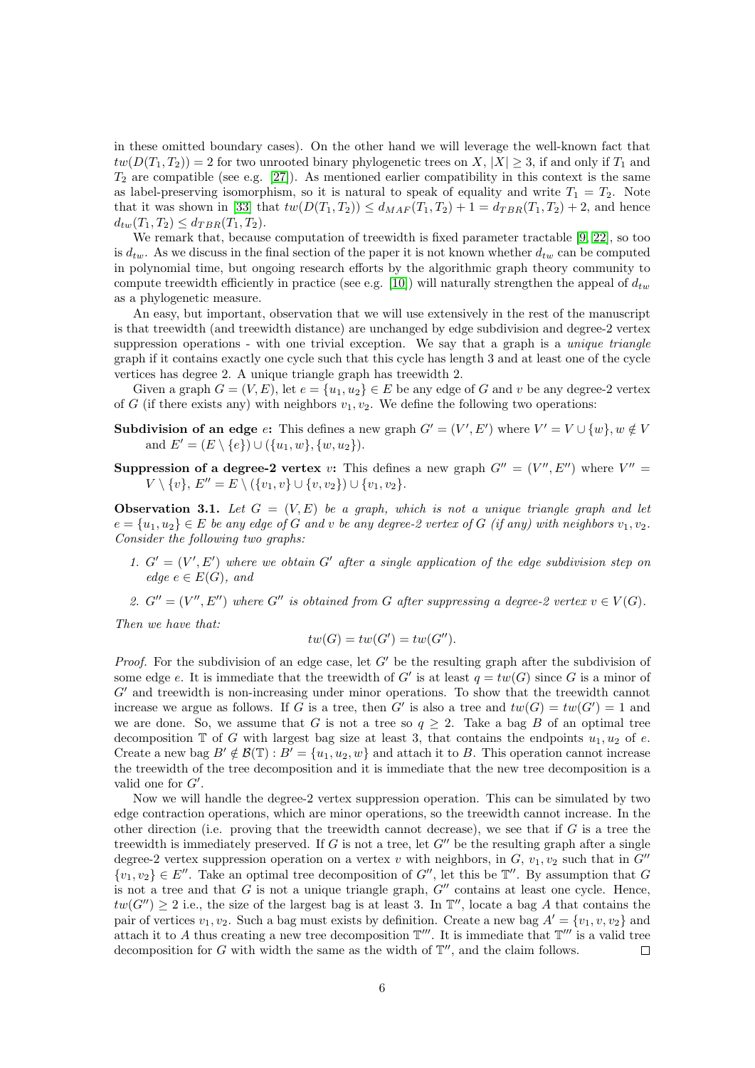in these omitted boundary cases). On the other hand we will leverage the well-known fact that $tw(D(T_1, T_2)) = 2$ for two unrooted binary phylogenetic trees on $X$, $|X| \geq 3$, if and only if $T_1$ and $T_2$ are compatible (see e.g. [27]). As mentioned earlier compatibility in this context is the same as label-preserving isomorphism, so it is natural to speak of equality and write $T_1 = T_2$. Note that it was shown in [33] that $tw(D(T_1, T_2)) \leq d_{MAF}(T_1, T_2) + 1 = d_{TBR}(T_1, T_2) + 2$, and hence $d_{tw}(T_1, T_2) \leq d_{TBR}(T_1, T_2)$.

We remark that, because computation of treewidth is fixed parameter tractable [9, 22], so too is $d_{tw}$. As we discuss in the final section of the paper it is not known whether $d_{tw}$ can be computed in polynomial time, but ongoing research efforts by the algorithmic graph theory community to compute treewidth efficiently in practice (see e.g. [10]) will naturally strengthen the appeal of $d_{tw}$ as a phylogenetic measure.

An easy, but important, observation that we will use extensively in the rest of the manuscript is that treewidth (and treewidth distance) are unchanged by edge subdivision and degree-2 vertex suppression operations - with one trivial exception. We say that a graph is a *unique triangle* graph if it contains exactly one cycle such that this cycle has length 3 and at least one of the cycle vertices has degree 2. A unique triangle graph has treewidth 2.

Given a graph $G = (V, E)$, let $e = \{u_1, u_2\} \in E$ be any edge of $G$ and $v$ be any degree-2 vertex of $G$ (if there exists any) with neighbors $v_1, v_2$. We define the following two operations:

**Subdivision of an edge $e$:** This defines a new graph $G' = (V', E')$ where $V' = V \cup \{w\}, w \notin V$ and $E' = (E \setminus \{e\}) \cup (\{u_1, w\}, \{w, u_2\})$.

**Suppression of a degree-2 vertex $v$:** This defines a new graph $G'' = (V'', E'')$ where $V'' = V \setminus \{v\}$, $E'' = E \setminus (\{v_1, v\} \cup \{v, v_2\}) \cup \{v_1, v_2\}$.

**Observation 3.1.** *Let $G = (V, E)$ be a graph, which is not a unique triangle graph and let $e = \{u_1, u_2\} \in E$ be any edge of $G$ and $v$ be any degree-2 vertex of $G$ (if any) with neighbors $v_1, v_2$. Consider the following two graphs:*

1. *$G' = (V', E')$ where we obtain $G'$ after a single application of the edge subdivision step on edge $e \in E(G)$, and*
2. *$G'' = (V'', E'')$ where $G''$ is obtained from $G$ after suppressing a degree-2 vertex $v \in V(G)$.*

*Then we have that:*

$$tw(G) = tw(G') = tw(G'').$$

*Proof.* For the subdivision of an edge case, let $G'$ be the resulting graph after the subdivision of some edge $e$. It is immediate that the treewidth of $G'$ is at least $q = tw(G)$ since $G$ is a minor of $G'$ and treewidth is non-increasing under minor operations. To show that the treewidth cannot increase we argue as follows. If $G$ is a tree, then $G'$ is also a tree and $tw(G) = tw(G') = 1$ and we are done. So, we assume that $G$ is not a tree so $q \geq 2$. Take a bag $B$ of an optimal tree decomposition $\mathbb{T}$ of $G$ with largest bag size at least 3, that contains the endpoints $u_1, u_2$ of $e$. Create a new bag $B' \notin \mathcal{B}(\mathbb{T}) : B' = \{u_1, u_2, w\}$ and attach it to $B$. This operation cannot increase the treewidth of the tree decomposition and it is immediate that the new tree decomposition is a valid one for $G'$.

Now we will handle the degree-2 vertex suppression operation. This can be simulated by two edge contraction operations, which are minor operations, so the treewidth cannot increase. In the other direction (i.e. proving that the treewidth cannot decrease), we see that if $G$ is a tree the treewidth is immediately preserved. If $G$ is not a tree, let $G''$ be the resulting graph after a single degree-2 vertex suppression operation on a vertex $v$ with neighbors, in $G$, $v_1, v_2$ such that in $G''$ $\{v_1, v_2\} \in E''$. Take an optimal tree decomposition of $G''$, let this be $\mathbb{T}''$. By assumption that $G$ is not a tree and that $G$ is not a unique triangle graph, $G''$ contains at least one cycle. Hence, $tw(G'') \geq 2$ i.e., the size of the largest bag is at least 3. In $\mathbb{T}''$, locate a bag $A$ that contains the pair of vertices $v_1, v_2$. Such a bag must exists by definition. Create a new bag $A' = \{v_1, v, v_2\}$ and attach it to $A$ thus creating a new tree decomposition $\mathbb{T}'''$. It is immediate that $\mathbb{T}'''$ is a valid tree decomposition for $G$ with width the same as the width of $\mathbb{T}''$, and the claim follows. $\square$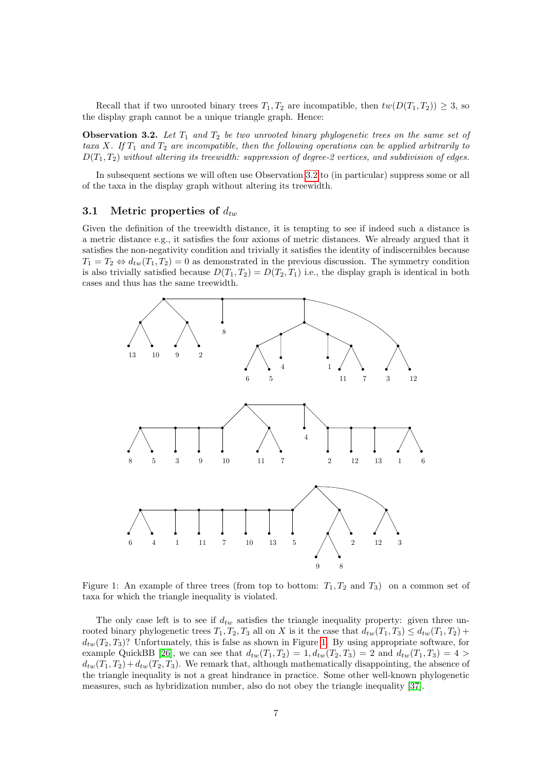Recall that if two unrooted binary trees $T_1, T_2$ are incompatible, then $tw(D(T_1, T_2)) \geq 3$, so the display graph cannot be a unique triangle graph. Hence:

**Observation 3.2.** *Let $T_1$ and $T_2$ be two unrooted binary phylogenetic trees on the same set of taxa $X$. If $T_1$ and $T_2$ are incompatible, then the following operations can be applied arbitrarily to $D(T_1, T_2)$ without altering its treewidth: suppression of degree-2 vertices, and subdivision of edges.*

In subsequent sections we will often use Observation 3.2 to (in particular) suppress some or all of the taxa in the display graph without altering its treewidth.

## 3.1 Metric properties of $d_{tw}$

Given the definition of the treewidth distance, it is tempting to see if indeed such a distance is a metric distance e.g., it satisfies the four axioms of metric distances. We already argued that it satisfies the non-negativity condition and trivially it satisfies the identity of indiscernibles because $T_1 = T_2 \Leftrightarrow d_{tw}(T_1, T_2) = 0$ as demonstrated in the previous discussion. The symmetry condition is also trivially satisfied because $D(T_1, T_2) = D(T_2, T_1)$ i.e., the display graph is identical in both cases and thus has the same treewidth.

Figure 1: An example of three trees (from top to bottom: $T_1, T_2$ and $T_3$) on a common set of taxa for which the triangle inequality is violated.

The only case left is to see if $d_{tw}$ satisfies the triangle inequality property: given three unrooted binary phylogenetic trees $T_1, T_2, T_3$ all on $X$ is it the case that $d_{tw}(T_1, T_3) \leq d_{tw}(T_1, T_2) + d_{tw}(T_2, T_3)$? Unfortunately, this is false as shown in Figure 1. By using appropriate software, for example QuickBB [26], we can see that $d_{tw}(T_1, T_2) = 1, d_{tw}(T_2, T_3) = 2$ and $d_{tw}(T_1, T_3) = 4 > d_{tw}(T_1, T_2) + d_{tw}(T_2, T_3)$. We remark that, although mathematically disappointing, the absence of the triangle inequality is not a great hindrance in practice. Some other well-known phylogenetic measures, such as hybridization number, also do not obey the triangle inequality [37].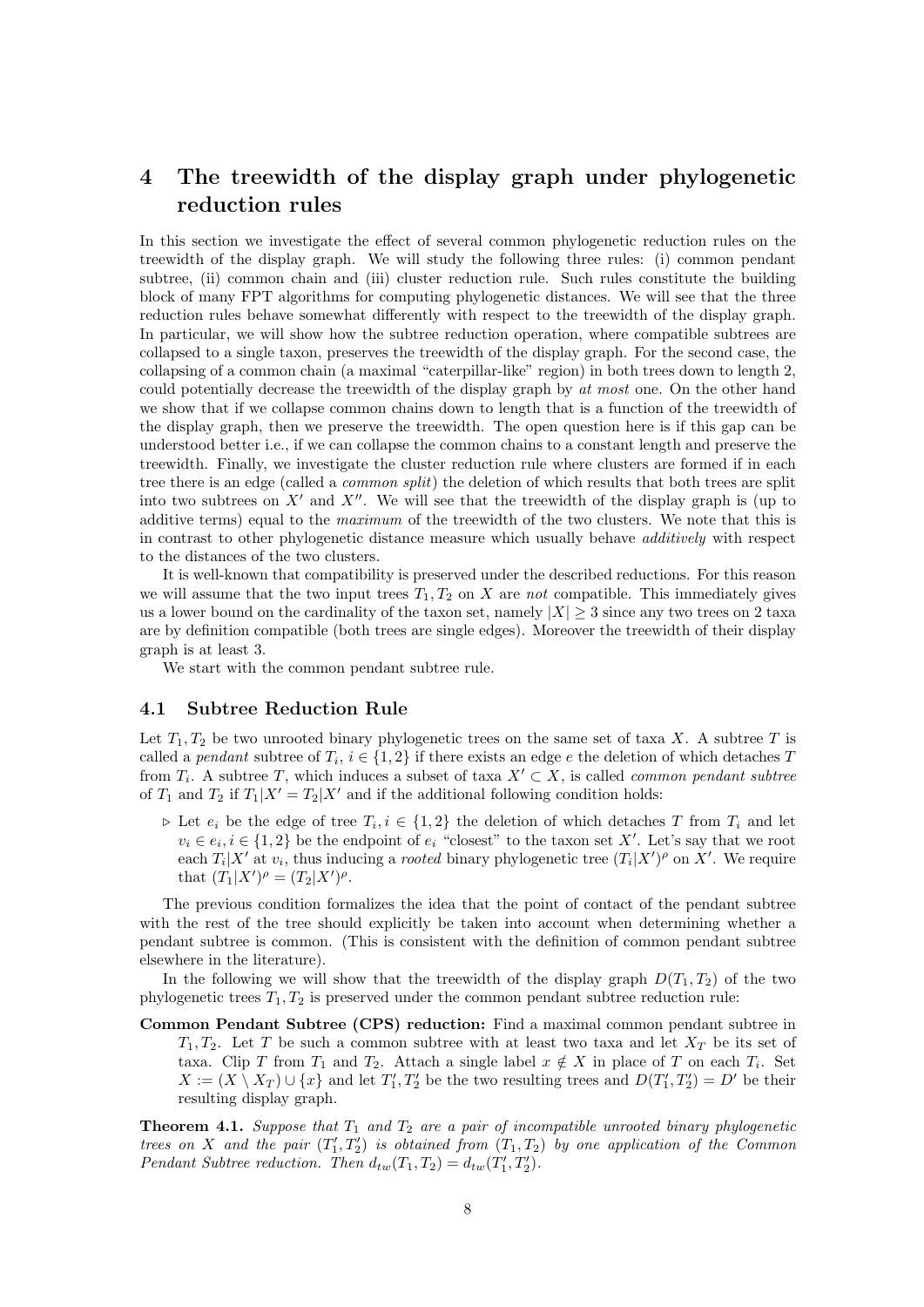# 4 The treewidth of the display graph under phylogenetic reduction rules

In this section we investigate the effect of several common phylogenetic reduction rules on the treewidth of the display graph. We will study the following three rules: (i) common pendant subtree, (ii) common chain and (iii) cluster reduction rule. Such rules constitute the building block of many FPT algorithms for computing phylogenetic distances. We will see that the three reduction rules behave somewhat differently with respect to the treewidth of the display graph. In particular, we will show how the subtree reduction operation, where compatible subtrees are collapsed to a single taxon, preserves the treewidth of the display graph. For the second case, the collapsing of a common chain (a maximal "caterpillar-like" region) in both trees down to length 2, could potentially decrease the treewidth of the display graph by *at most* one. On the other hand we show that if we collapse common chains down to length that is a function of the treewidth of the display graph, then we preserve the treewidth. The open question here is if this gap can be understood better i.e., if we can collapse the common chains to a constant length and preserve the treewidth. Finally, we investigate the cluster reduction rule where clusters are formed if in each tree there is an edge (called a *common split*) the deletion of which results that both trees are split into two subtrees on $X'$ and $X''$. We will see that the treewidth of the display graph is (up to additive terms) equal to the *maximum* of the treewidth of the two clusters. We note that this is in contrast to other phylogenetic distance measure which usually behave *additively* with respect to the distances of the two clusters.

It is well-known that compatibility is preserved under the described reductions. For this reason we will assume that the two input trees $T_1, T_2$ on $X$ are *not* compatible. This immediately gives us a lower bound on the cardinality of the taxon set, namely $|X| \geq 3$ since any two trees on 2 taxa are by definition compatible (both trees are single edges). Moreover the treewidth of their display graph is at least 3.

We start with the common pendant subtree rule.

## 4.1 Subtree Reduction Rule

Let $T_1, T_2$ be two unrooted binary phylogenetic trees on the same set of taxa $X$. A subtree $T$ is called a *pendant* subtree of $T_i$, $i \in \{1, 2\}$ if there exists an edge $e$ the deletion of which detaches $T$ from $T_i$. A subtree $T$, which induces a subset of taxa $X' \subset X$, is called *common pendant subtree* of $T_1$ and $T_2$ if $T_1|X' = T_2|X'$ and if the additional following condition holds:

- ▷ Let $e_i$ be the edge of tree $T_i, i \in \{1, 2\}$ the deletion of which detaches $T$ from $T_i$ and let $v_i \in e_i, i \in \{1, 2\}$ be the endpoint of $e_i$ "closest" to the taxon set $X'$. Let's say that we root each $T_i|X'$ at $v_i$, thus inducing a *rooted* binary phylogenetic tree $(T_i|X')^\rho$ on $X'$. We require that $(T_1|X')^\rho = (T_2|X')^\rho$.

The previous condition formalizes the idea that the point of contact of the pendant subtree with the rest of the tree should explicitly be taken into account when determining whether a pendant subtree is common. (This is consistent with the definition of common pendant subtree elsewhere in the literature).

In the following we will show that the treewidth of the display graph $D(T_1, T_2)$ of the two phylogenetic trees $T_1, T_2$ is preserved under the common pendant subtree reduction rule:

**Common Pendant Subtree (CPS) reduction:** Find a maximal common pendant subtree in $T_1, T_2$. Let $T$ be such a common subtree with at least two taxa and let $X_T$ be its set of taxa. Clip $T$ from $T_1$ and $T_2$. Attach a single label $x \notin X$ in place of $T$ on each $T_i$. Set $X := (X \setminus X_T) \cup \{x\}$ and let $T_1', T_2'$ be the two resulting trees and $D(T_1', T_2') = D'$ be their resulting display graph.

**Theorem 4.1.** *Suppose that $T_1$ and $T_2$ are a pair of incompatible unrooted binary phylogenetic trees on $X$ and the pair $(T_1', T_2')$ is obtained from $(T_1, T_2)$ by one application of the Common Pendant Subtree reduction. Then $d_{tw}(T_1, T_2) = d_{tw}(T_1', T_2')$.*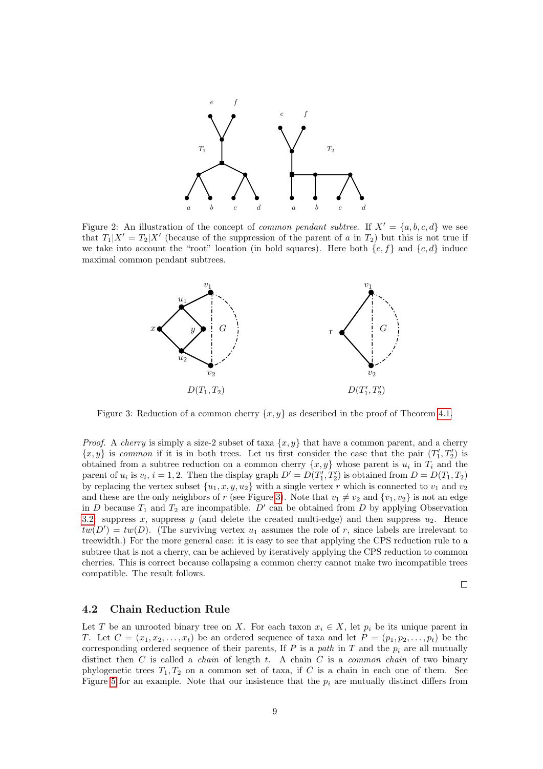Figure 2: An illustration of the concept of *common pendant subtree*. If $X' = \{a, b, c, d\}$ we see that $T_1|X' = T_2|X'$ (because of the suppression of the parent of $a$ in $T_2$) but this is not true if we take into account the "root" location (in bold squares). Here both $\{e, f\}$ and $\{c, d\}$ induce maximal common pendant subtrees.

Figure 3: Reduction of a common cherry $\{x, y\}$ as described in the proof of Theorem 4.1.

*Proof.* A *cherry* is simply a size-2 subset of taxa $\{x, y\}$ that have a common parent, and a cherry $\{x, y\}$ is *common* if it is in both trees. Let us first consider the case that the pair $(T_1', T_2')$ is obtained from a subtree reduction on a common cherry $\{x, y\}$ whose parent is $u_i$ in $T_i$ and the parent of $u_i$ is $v_i$, $i = 1, 2$. Then the display graph $D' = D(T_1', T_2')$ is obtained from $D = D(T_1, T_2)$ by replacing the vertex subset $\{u_1, x, y, u_2\}$ with a single vertex $r$ which is connected to $v_1$ and $v_2$ and these are the only neighbors of $r$ (see Figure 3). Note that $v_1 \neq v_2$ and $\{v_1, v_2\}$ is not an edge in $D$ because $T_1$ and $T_2$ are incompatible. $D'$ can be obtained from $D$ by applying Observation 3.2: suppress $x$, suppress $y$ (and delete the created multi-edge) and then suppress $u_2$. Hence $tw(D') = tw(D)$. (The surviving vertex $u_1$ assumes the role of $r$, since labels are irrelevant to treewidth.) For the more general case: it is easy to see that applying the CPS reduction rule to a subtree that is not a cherry, can be achieved by iteratively applying the CPS reduction to common cherries. This is correct because collapsing a common cherry cannot make two incompatible trees compatible. The result follows.

□

## 4.2 Chain Reduction Rule

Let $T$ be an unrooted binary tree on $X$. For each taxon $x_i \in X$, let $p_i$ be its unique parent in $T$. Let $C = (x_1, x_2, \ldots, x_t)$ be an ordered sequence of taxa and let $P = (p_1, p_2, \ldots, p_t)$ be the corresponding ordered sequence of their parents, If $P$ is a *path* in $T$ and the $p_i$ are all mutually distinct then $C$ is called a *chain* of length $t$. A chain $C$ is a *common chain* of two binary phylogenetic trees $T_1, T_2$ on a common set of taxa, if $C$ is a chain in each one of them. See Figure 5 for an example. Note that our insistence that the $p_i$ are mutually distinct differs from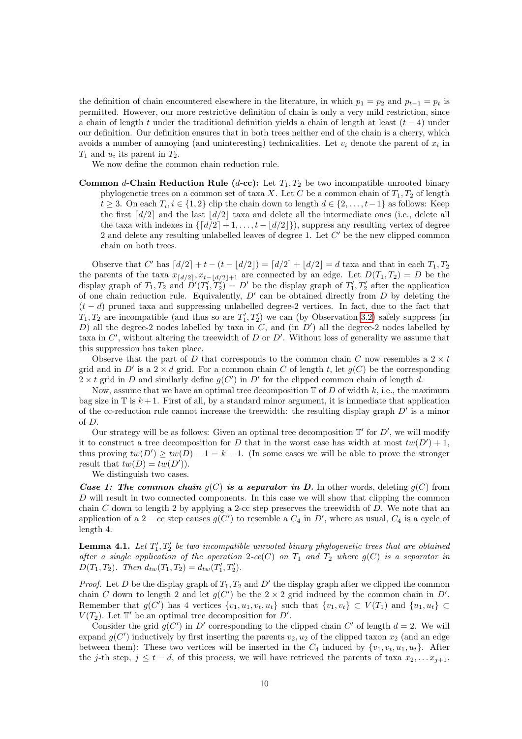the definition of chain encountered elsewhere in the literature, in which $p_1 = p_2$ and $p_{t-1} = p_t$ is permitted. However, our more restrictive definition of chain is only a very mild restriction, since a chain of length $t$ under the traditional definition yields a chain of length at least $(t-4)$ under our definition. Our definition ensures that in both trees neither end of the chain is a cherry, which avoids a number of annoying (and uninteresting) technicalities. Let $v_i$ denote the parent of $x_i$ in $T_1$ and $u_i$ its parent in $T_2$.

We now define the common chain reduction rule.

**Common $d$-Chain Reduction Rule ($d$-cc):** Let $T_1, T_2$ be two incompatible unrooted binary phylogenetic trees on a common set of taxa $X$. Let $C$ be a common chain of $T_1, T_2$ of length $t \geq 3$. On each $T_i, i \in \{1,2\}$ clip the chain down to length $d \in \{2, \ldots, t-1\}$ as follows: Keep the first $\lceil d/2 \rceil$ and the last $\lfloor d/2 \rfloor$ taxa and delete all the intermediate ones (i.e., delete all the taxa with indexes in $\{\lceil d/2 \rceil + 1, \ldots, t - \lfloor d/2 \rfloor\}$), suppress any resulting vertex of degree 2 and delete any resulting unlabelled leaves of degree 1. Let $C'$ be the new clipped common chain on both trees.

Observe that $C'$ has $\lceil d/2 \rceil + t - (t - \lfloor d/2 \rfloor) = \lceil d/2 \rceil + \lfloor d/2 \rfloor = d$ taxa and that in each $T_1, T_2$ the parents of the taxa $x_{\lceil d/2 \rceil}, x_{t-\lfloor d/2 \rfloor+1}$ are connected by an edge. Let $D(T_1, T_2) = D$ be the display graph of $T_1, T_2$ and $D'(T_1', T_2') = D'$ be the display graph of $T_1', T_2'$ after the application of one chain reduction rule. Equivalently, $D'$ can be obtained directly from $D$ by deleting the $(t-d)$ pruned taxa and suppressing unlabelled degree-2 vertices. In fact, due to the fact that $T_1, T_2$ are incompatible (and thus so are $T_1', T_2'$) we can (by Observation 3.2) safely suppress (in $D$) all the degree-2 nodes labelled by taxa in $C$, and (in $D'$) all the degree-2 nodes labelled by taxa in $C'$, without altering the treewidth of $D$ or $D'$. Without loss of generality we assume that this suppression has taken place.

Observe that the part of $D$ that corresponds to the common chain $C$ now resembles a $2 \times t$ grid and in $D'$ is a $2 \times d$ grid. For a common chain $C$ of length $t$, let $g(C)$ be the corresponding $2 \times t$ grid in $D$ and similarly define $g(C')$ in $D'$ for the clipped common chain of length $d$.

Now, assume that we have an optimal tree decomposition $\mathbb{T}$ of $D$ of width $k$, i.e., the maximum bag size in $\mathbb{T}$ is $k+1$. First of all, by a standard minor argument, it is immediate that application of the cc-reduction rule cannot increase the treewidth: the resulting display graph $D'$ is a minor of $D$.

Our strategy will be as follows: Given an optimal tree decomposition $\mathbb{T}'$ for $D'$, we will modify it to construct a tree decomposition for $D$ that in the worst case has width at most $tw(D')+1$, thus proving $tw(D') \geq tw(D) - 1 = k - 1$. (In some cases we will be able to prove the stronger result that $tw(D) = tw(D')$).

We distinguish two cases.

***Case 1: The common chain $g(C)$ is a separator in D.*** In other words, deleting $g(C)$ from $D$ will result in two connected components. In this case we will show that clipping the common chain $C$ down to length 2 by applying a 2-cc step preserves the treewidth of $D$. We note that an application of a $2-cc$ step causes $g(C')$ to resemble a $C_4$ in $D'$, where as usual, $C_4$ is a cycle of length 4.

**Lemma 4.1.** *Let $T_1', T_2'$ be two incompatible unrooted binary phylogenetic trees that are obtained after a single application of the operation 2-cc($C$) on $T_1$ and $T_2$ where $g(C)$ is a separator in $D(T_1, T_2)$. Then $d_{tw}(T_1, T_2) = d_{tw}(T_1', T_2')$.*

*Proof.* Let $D$ be the display graph of $T_1, T_2$ and $D'$ the display graph after we clipped the common chain $C$ down to length 2 and let $g(C')$ be the $2 \times 2$ grid induced by the common chain in $D'$. Remember that $g(C')$ has 4 vertices $\{v_1, u_1, v_t, u_t\}$ such that $\{v_1, v_t\} \subset V(T_1)$ and $\{u_1, u_t\} \subset V(T_2)$. Let $\mathbb{T}'$ be an optimal tree decomposition for $D'$.

Consider the grid $g(C')$ in $D'$ corresponding to the clipped chain $C'$ of length $d = 2$. We will expand $g(C')$ inductively by first inserting the parents $v_2, u_2$ of the clipped taxon $x_2$ (and an edge between them): These two vertices will be inserted in the $C_4$ induced by $\{v_1, v_t, u_1, u_t\}$. After the $j$-th step, $j \leq t - d$, of this process, we will have retrieved the parents of taxa $x_2, \ldots x_{j+1}$.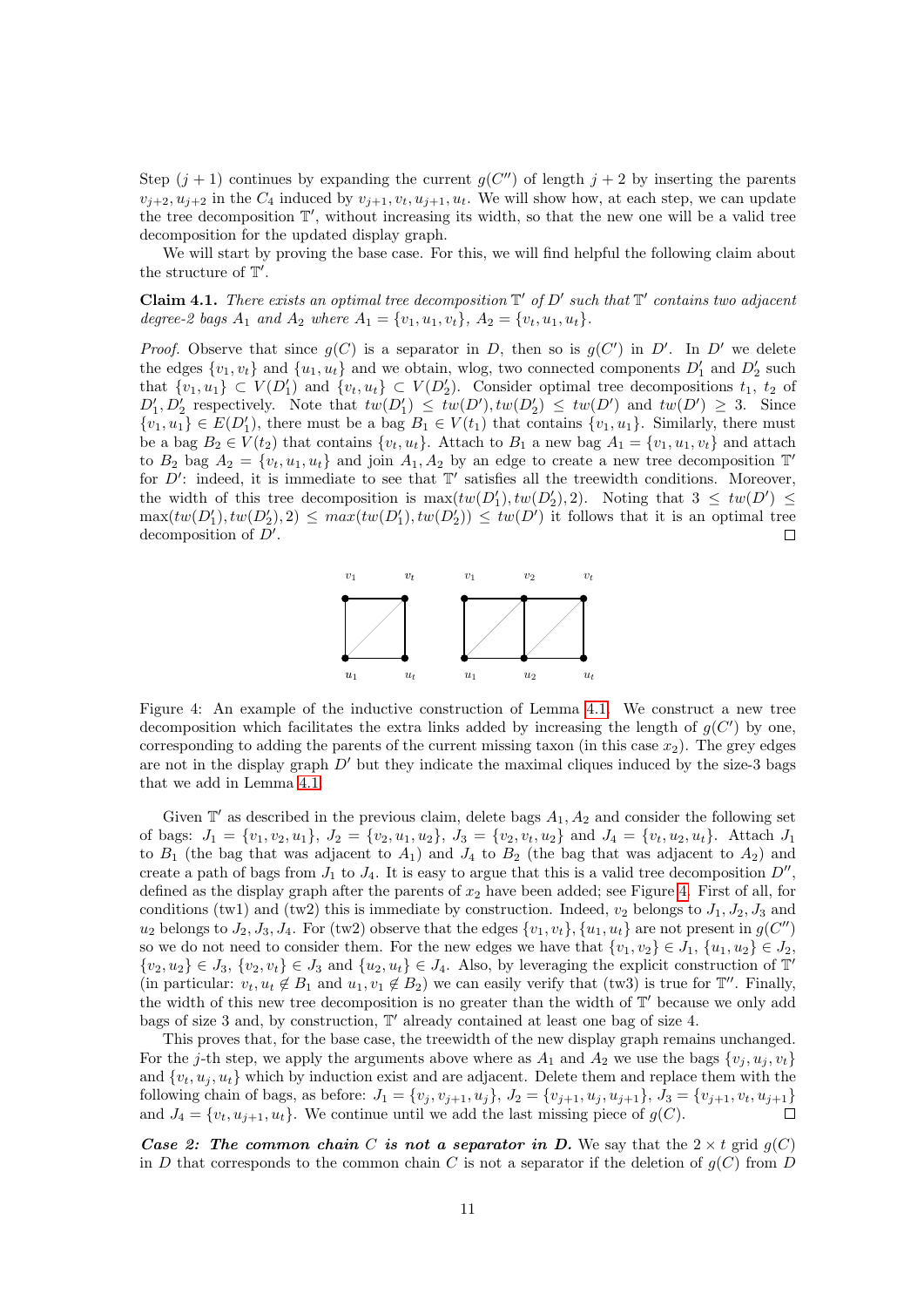Step $(j+1)$ continues by expanding the current $g(C'')$ of length $j+2$ by inserting the parents $v_{j+2}, u_{j+2}$ in the $C_4$ induced by $v_{j+1}, v_t, u_{j+1}, u_t$. We will show how, at each step, we can update the tree decomposition $\mathbb{T}'$, without increasing its width, so that the new one will be a valid tree decomposition for the updated display graph.

We will start by proving the base case. For this, we will find helpful the following claim about the structure of $\mathbb{T}'$.

**Claim 4.1.** *There exists an optimal tree decomposition $\mathbb{T}'$ of $D'$ such that $\mathbb{T}'$ contains two adjacent degree-2 bags $A_1$ and $A_2$ where $A_1 = \{v_1, u_1, v_t\}$, $A_2 = \{v_t, u_1, u_t\}$.*

*Proof.* Observe that since $g(C)$ is a separator in $D$, then so is $g(C')$ in $D'$. In $D'$ we delete the edges $\{v_1, v_t\}$ and $\{u_1, u_t\}$ and we obtain, wlog, two connected components $D'_1$ and $D'_2$ such that $\{v_1, u_1\} \subset V(D'_1)$ and $\{v_t, u_t\} \subset V(D'_2)$. Consider optimal tree decompositions $t_1$, $t_2$ of $D'_1, D'_2$ respectively. Note that $tw(D'_1) \leq tw(D'), tw(D'_2) \leq tw(D')$ and $tw(D') \geq 3$. Since $\{v_1, u_1\} \in E(D'_1)$, there must be a bag $B_1 \in V(t_1)$ that contains $\{v_1, u_1\}$. Similarly, there must be a bag $B_2 \in V(t_2)$ that contains $\{v_t, u_t\}$. Attach to $B_1$ a new bag $A_1 = \{v_1, u_1, v_t\}$ and attach to $B_2$ bag $A_2 = \{v_t, u_1, u_t\}$ and join $A_1, A_2$ by an edge to create a new tree decomposition $\mathbb{T}'$ for $D'$: indeed, it is immediate to see that $\mathbb{T}'$ satisfies all the treewidth conditions. Moreover, the width of this tree decomposition is $\max(tw(D'_1), tw(D'_2), 2)$. Noting that $3 \leq tw(D') \leq \max(tw(D'_1), tw(D'_2), 2) \leq max(tw(D'_1), tw(D'_2)) \leq tw(D')$ it follows that it is an optimal tree decomposition of $D'$. □

Figure 4: An example of the inductive construction of Lemma 4.1. We construct a new tree decomposition which facilitates the extra links added by increasing the length of $g(C')$ by one, corresponding to adding the parents of the current missing taxon (in this case $x_2$). The grey edges are not in the display graph $D'$ but they indicate the maximal cliques induced by the size-3 bags that we add in Lemma 4.1.

Given $\mathbb{T}'$ as described in the previous claim, delete bags $A_1, A_2$ and consider the following set of bags: $J_1 = \{v_1, v_2, u_1\}$, $J_2 = \{v_2, u_1, u_2\}$, $J_3 = \{v_2, v_t, u_2\}$ and $J_4 = \{v_t, u_2, u_t\}$. Attach $J_1$ to $B_1$ (the bag that was adjacent to $A_1$) and $J_4$ to $B_2$ (the bag that was adjacent to $A_2$) and create a path of bags from $J_1$ to $J_4$. It is easy to argue that this is a valid tree decomposition $D''$, defined as the display graph after the parents of $x_2$ have been added; see Figure 4. First of all, for conditions (tw1) and (tw2) this is immediate by construction. Indeed, $v_2$ belongs to $J_1, J_2, J_3$ and $u_2$ belongs to $J_2, J_3, J_4$. For (tw2) observe that the edges $\{v_1, v_t\}, \{u_1, u_t\}$ are not present in $g(C'')$ so we do not need to consider them. For the new edges we have that $\{v_1, v_2\} \in J_1$, $\{u_1, u_2\} \in J_2$, $\{v_2, u_2\} \in J_3$, $\{v_2, v_t\} \in J_3$ and $\{u_2, u_t\} \in J_4$. Also, by leveraging the explicit construction of $\mathbb{T}'$ (in particular: $v_t, u_t \notin B_1$ and $u_1, v_1 \notin B_2$) we can easily verify that (tw3) is true for $\mathbb{T}''$. Finally, the width of this new tree decomposition is no greater than the width of $\mathbb{T}'$ because we only add bags of size 3 and, by construction, $\mathbb{T}'$ already contained at least one bag of size 4.

This proves that, for the base case, the treewidth of the new display graph remains unchanged. For the $j$-th step, we apply the arguments above where as $A_1$ and $A_2$ we use the bags $\{v_j, u_j, v_t\}$ and $\{v_t, u_j, u_t\}$ which by induction exist and are adjacent. Delete them and replace them with the following chain of bags, as before: $J_1 = \{v_j, v_{j+1}, u_j\}$, $J_2 = \{v_{j+1}, u_j, u_{j+1}\}$, $J_3 = \{v_{j+1}, v_t, u_{j+1}\}$ and $J_4 = \{v_t, u_{j+1}, u_t\}$. We continue until we add the last missing piece of $g(C)$. □

***Case 2: The common chain C is not a separator in D.*** We say that the $2 \times t$ grid $g(C)$ in $D$ that corresponds to the common chain $C$ is not a separator if the deletion of $g(C)$ from $D$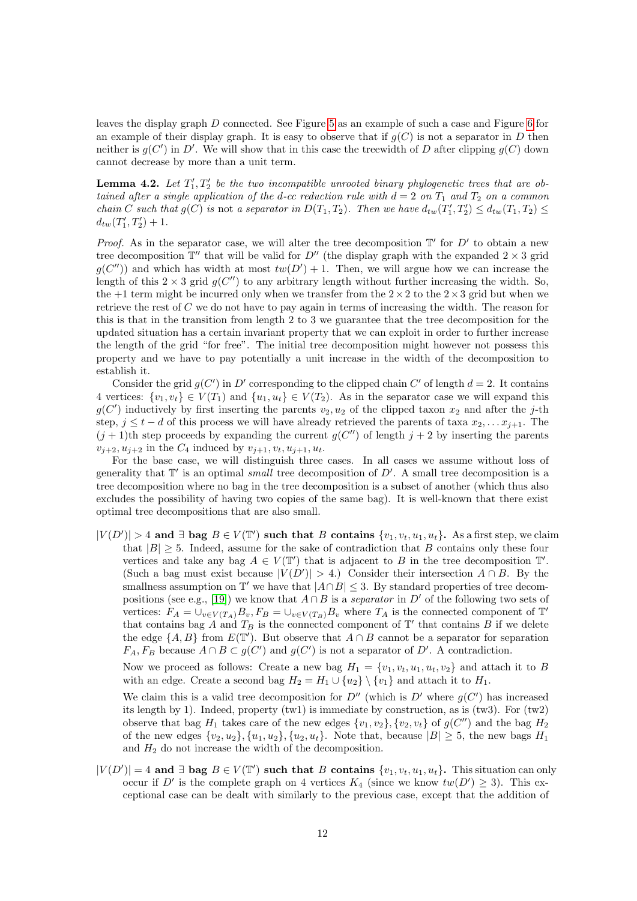leaves the display graph $D$ connected. See Figure 5 as an example of such a case and Figure 6 for an example of their display graph. It is easy to observe that if $g(C)$ is not a separator in $D$ then neither is $g(C')$ in $D'$. We will show that in this case the treewidth of $D$ after clipping $g(C)$ down cannot decrease by more than a unit term.

**Lemma 4.2.** *Let $T_1', T_2'$ be the two incompatible unrooted binary phylogenetic trees that are obtained after a single application of the d-cc reduction rule with $d = 2$ on $T_1$ and $T_2$ on a common chain $C$ such that $g(C)$ is* not *a separator in $D(T_1, T_2)$. Then we have $d_{tw}(T_1', T_2') \leq d_{tw}(T_1, T_2) \leq d_{tw}(T_1', T_2') + 1$.*

*Proof.* As in the separator case, we will alter the tree decomposition $\mathbb{T}'$ for $D'$ to obtain a new tree decomposition $\mathbb{T}''$ that will be valid for $D''$ (the display graph with the expanded $2 \times 3$ grid $g(C'')$) and which has width at most $tw(D') + 1$. Then, we will argue how we can increase the length of this $2 \times 3$ grid $g(C'')$ to any arbitrary length without further increasing the width. So, the $+1$ term might be incurred only when we transfer from the $2 \times 2$ to the $2 \times 3$ grid but when we retrieve the rest of $C$ we do not have to pay again in terms of increasing the width. The reason for this is that in the transition from length 2 to 3 we guarantee that the tree decomposition for the updated situation has a certain invariant property that we can exploit in order to further increase the length of the grid "for free". The initial tree decomposition might however not possess this property and we have to pay potentially a unit increase in the width of the decomposition to establish it.

Consider the grid $g(C')$ in $D'$ corresponding to the clipped chain $C'$ of length $d = 2$. It contains 4 vertices: $\{v_1, v_t\} \in V(T_1)$ and $\{u_1, u_t\} \in V(T_2)$. As in the separator case we will expand this $g(C')$ inductively by first inserting the parents $v_2, u_2$ of the clipped taxon $x_2$ and after the $j$-th step, $j \leq t - d$ of this process we will have already retrieved the parents of taxa $x_2, \ldots x_{j+1}$. The $(j+1)$th step proceeds by expanding the current $g(C'')$ of length $j + 2$ by inserting the parents $v_{j+2}, u_{j+2}$ in the $C_4$ induced by $v_{j+1}, v_t, u_{j+1}, u_t$.

For the base case, we will distinguish three cases. In all cases we assume without loss of generality that $\mathbb{T}'$ is an optimal *small* tree decomposition of $D'$. A small tree decomposition is a tree decomposition where no bag in the tree decomposition is a subset of another (which thus also excludes the possibility of having two copies of the same bag). It is well-known that there exist optimal tree decompositions that are also small.

- **$|V(D')| > 4$ and $\exists$ bag $B \in V(\mathbb{T}')$ such that $B$ contains $\{v_1, v_t, u_1, u_t\}$.** As a first step, we claim that $|B| \geq 5$. Indeed, assume for the sake of contradiction that $B$ contains only these four vertices and take any bag $A \in V(\mathbb{T}')$ that is adjacent to $B$ in the tree decomposition $\mathbb{T}'$. (Such a bag must exist because $|V(D')| > 4$.) Consider their intersection $A \cap B$. By the smallness assumption on $\mathbb{T}'$ we have that $|A \cap B| \leq 3$. By standard properties of tree decompositions (see e.g., [19]) we know that $A \cap B$ is a *separator* in $D'$ of the following two sets of vertices: $F_A = \cup_{v \in V(T_A)} B_v, F_B = \cup_{v \in V(T_B)} B_v$ where $T_A$ is the connected component of $\mathbb{T}'$ that contains bag $A$ and $T_B$ is the connected component of $\mathbb{T}'$ that contains $B$ if we delete the edge $\{A, B\}$ from $E(\mathbb{T}')$. But observe that $A \cap B$ cannot be a separator for separation $F_A, F_B$ because $A \cap B \subset g(C')$ and $g(C')$ is not a separator of $D'$. A contradiction.

  Now we proceed as follows: Create a new bag $H_1 = \{v_1, v_t, u_1, u_t, v_2\}$ and attach it to $B$ with an edge. Create a second bag $H_2 = H_1 \cup \{u_2\} \setminus \{v_1\}$ and attach it to $H_1$.

  We claim this is a valid tree decomposition for $D''$ (which is $D'$ where $g(C')$ has increased its length by 1). Indeed, property (tw1) is immediate by construction, as is (tw3). For (tw2) observe that bag $H_1$ takes care of the new edges $\{v_1, v_2\}, \{v_2, v_t\}$ of $g(C'')$ and the bag $H_2$ of the new edges $\{v_2, u_2\}, \{u_1, u_2\}, \{u_2, u_t\}$. Note that, because $|B| \geq 5$, the new bags $H_1$ and $H_2$ do not increase the width of the decomposition.

- **$|V(D')| = 4$ and $\exists$ bag $B \in V(\mathbb{T}')$ such that $B$ contains $\{v_1, v_t, u_1, u_t\}$.** This situation can only occur if $D'$ is the complete graph on 4 vertices $K_4$ (since we know $tw(D') \geq 3$). This exceptional case can be dealt with similarly to the previous case, except that the addition of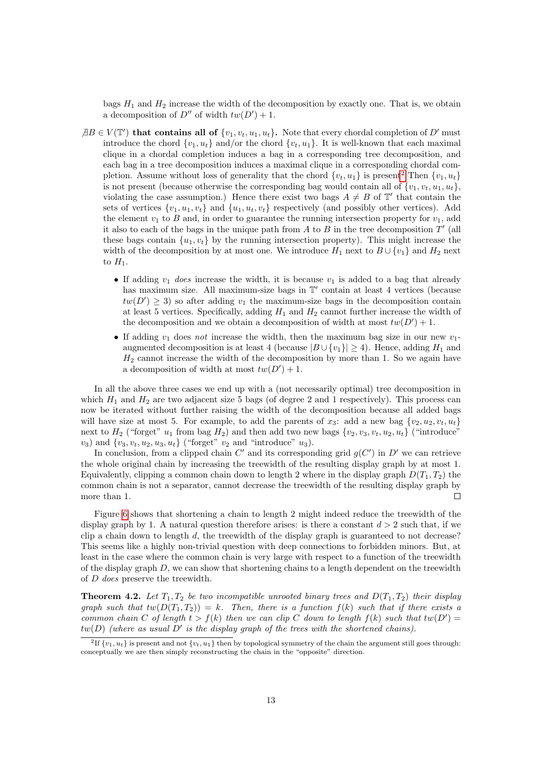bags $H_1$ and $H_2$ increase the width of the decomposition by exactly one. That is, we obtain a decomposition of $D''$ of width $tw(D') + 1$.

$\nexists B \in V(\mathbb{T}')$ **that contains all of** $\{v_1, v_t, u_1, u_t\}$. Note that every chordal completion of $D'$ must introduce the chord $\{v_1, u_t\}$ and/or the chord $\{v_t, u_1\}$. It is well-known that each maximal clique in a chordal completion induces a bag in a corresponding tree decomposition, and each bag in a tree decomposition induces a maximal clique in a corresponding chordal completion. Assume without loss of generality that the chord $\{v_t, u_1\}$ is present[2] Then $\{v_1, u_t\}$ is not present (because otherwise the corresponding bag would contain all of $\{v_1, v_t, u_1, u_t\}$, violating the case assumption.) Hence there exist two bags $A \neq B$ of $\mathbb{T}'$ that contain the sets of vertices $\{v_1, u_1, v_t\}$ and $\{u_1, u_t, v_t\}$ respectively (and possibly other vertices). Add the element $v_1$ to $B$ and, in order to guarantee the running intersection property for $v_1$, add it also to each of the bags in the unique path from $A$ to $B$ in the tree decomposition $T'$ (all these bags contain $\{u_1, v_t\}$ by the running intersection property). This might increase the width of the decomposition by at most one. We introduce $H_1$ next to $B \cup \{v_1\}$ and $H_2$ next to $H_1$.

- If adding $v_1$ *does* increase the width, it is because $v_1$ is added to a bag that already has maximum size. All maximum-size bags in $\mathbb{T}'$ contain at least 4 vertices (because $tw(D') \geq 3$) so after adding $v_1$ the maximum-size bags in the decomposition contain at least 5 vertices. Specifically, adding $H_1$ and $H_2$ cannot further increase the width of the decomposition and we obtain a decomposition of width at most $tw(D') + 1$.
- If adding $v_1$ does *not* increase the width, then the maximum bag size in our new $v_1$-augmented decomposition is at least 4 (because $|B \cup \{v_1\}| \geq 4$). Hence, adding $H_1$ and $H_2$ cannot increase the width of the decomposition by more than 1. So we again have a decomposition of width at most $tw(D') + 1$.

In all the above three cases we end up with a (not necessarily optimal) tree decomposition in which $H_1$ and $H_2$ are two adjacent size 5 bags (of degree 2 and 1 respectively). This process can now be iterated without further raising the width of the decomposition because all added bags will have size at most 5. For example, to add the parents of $x_3$: add a new bag $\{v_2, u_2, v_t, u_t\}$ next to $H_2$ ("forget" $u_1$ from bag $H_2$) and then add two new bags $\{v_2, v_3, v_t, u_2, u_t\}$ ("introduce" $v_3$) and $\{v_3, v_t, u_2, u_3, u_t\}$ ("forget" $v_2$ and "introduce" $u_3$).

In conclusion, from a clipped chain $C'$ and its corresponding grid $g(C')$ in $D'$ we can retrieve the whole original chain by increasing the treewidth of the resulting display graph by at most 1. Equivalently, clipping a common chain down to length 2 where in the display graph $D(T_1, T_2)$ the common chain is not a separator, cannot decrease the treewidth of the resulting display graph by more than 1. □

Figure 6 shows that shortening a chain to length 2 might indeed reduce the treewidth of the display graph by 1. A natural question therefore arises: is there a constant $d > 2$ such that, if we clip a chain down to length $d$, the treewidth of the display graph is guaranteed to not decrease? This seems like a highly non-trivial question with deep connections to forbidden minors. But, at least in the case where the common chain is very large with respect to a function of the treewidth of the display graph $D$, we can show that shortening chains to a length dependent on the treewidth of $D$ *does* preserve the treewidth.

**Theorem 4.2.** *Let $T_1, T_2$ be two incompatible unrooted binary trees and $D(T_1, T_2)$ their display graph such that $tw(D(T_1, T_2)) = k$. Then, there is a function $f(k)$ such that if there exists a common chain $C$ of length $t > f(k)$ then we can clip $C$ down to length $f(k)$ such that $tw(D') = tw(D)$ (where as usual $D'$ is the display graph of the trees with the shortened chains).*

[2] If $\{v_1, u_t\}$ is present and not $\{v_t, u_1\}$ then by topological symmetry of the chain the argument still goes through: conceptually we are then simply reconstructing the chain in the "opposite" direction.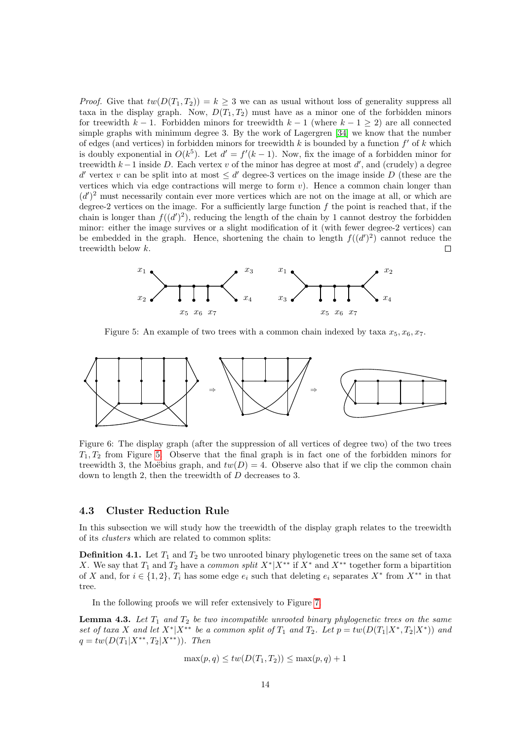*Proof.* Give that $tw(D(T_1, T_2)) = k \geq 3$ we can as usual without loss of generality suppress all taxa in the display graph. Now, $D(T_1, T_2)$ must have as a minor one of the forbidden minors for treewidth $k - 1$. Forbidden minors for treewidth $k - 1$ (where $k - 1 \geq 2$) are all connected simple graphs with minimum degree 3. By the work of Lagergren [34] we know that the number of edges (and vertices) in forbidden minors for treewidth $k$ is bounded by a function $f'$ of $k$ which is doubly exponential in $O(k^5)$. Let $d' = f'(k-1)$. Now, fix the image of a forbidden minor for treewidth $k-1$ inside $D$. Each vertex $v$ of the minor has degree at most $d'$, and (crudely) a degree $d'$ vertex $v$ can be split into at most $\leq d'$ degree-3 vertices on the image inside $D$ (these are the vertices which via edge contractions will merge to form $v$). Hence a common chain longer than $(d')^2$ must necessarily contain ever more vertices which are not on the image at all, or which are degree-2 vertices on the image. For a sufficiently large function $f$ the point is reached that, if the chain is longer than $f((d')^2)$, reducing the length of the chain by 1 cannot destroy the forbidden minor: either the image survives or a slight modification of it (with fewer degree-2 vertices) can be embedded in the graph. Hence, shortening the chain to length $f((d')^2)$ cannot reduce the treewidth below $k$. □

Figure 5: An example of two trees with a common chain indexed by taxa $x_5, x_6, x_7$.

Figure 6: The display graph (after the suppression of all vertices of degree two) of the two trees $T_1, T_2$ from Figure 5. Observe that the final graph is in fact one of the forbidden minors for treewidth 3, the Moëbius graph, and $tw(D) = 4$. Observe also that if we clip the common chain down to length 2, then the treewidth of $D$ decreases to 3.

### 4.3 Cluster Reduction Rule

In this subsection we will study how the treewidth of the display graph relates to the treewidth of its *clusters* which are related to common splits:

**Definition 4.1.** Let $T_1$ and $T_2$ be two unrooted binary phylogenetic trees on the same set of taxa $X$. We say that $T_1$ and $T_2$ have a *common split* $X^*|X^{**}$ if $X^*$ and $X^{**}$ together form a bipartition of $X$ and, for $i \in \{1, 2\}$, $T_i$ has some edge $e_i$ such that deleting $e_i$ separates $X^*$ from $X^{**}$ in that tree.

In the following proofs we will refer extensively to Figure 7.

**Lemma 4.3.** *Let $T_1$ and $T_2$ be two incompatible unrooted binary phylogenetic trees on the same set of taxa $X$ and let $X^*|X^{**}$ be a common split of $T_1$ and $T_2$. Let $p = tw(D(T_1|X^*, T_2|X^*))$ and $q = tw(D(T_1|X^{**}, T_2|X^{**}))$. Then*

$$\max(p, q) \leq tw(D(T_1, T_2)) \leq \max(p, q) + 1$$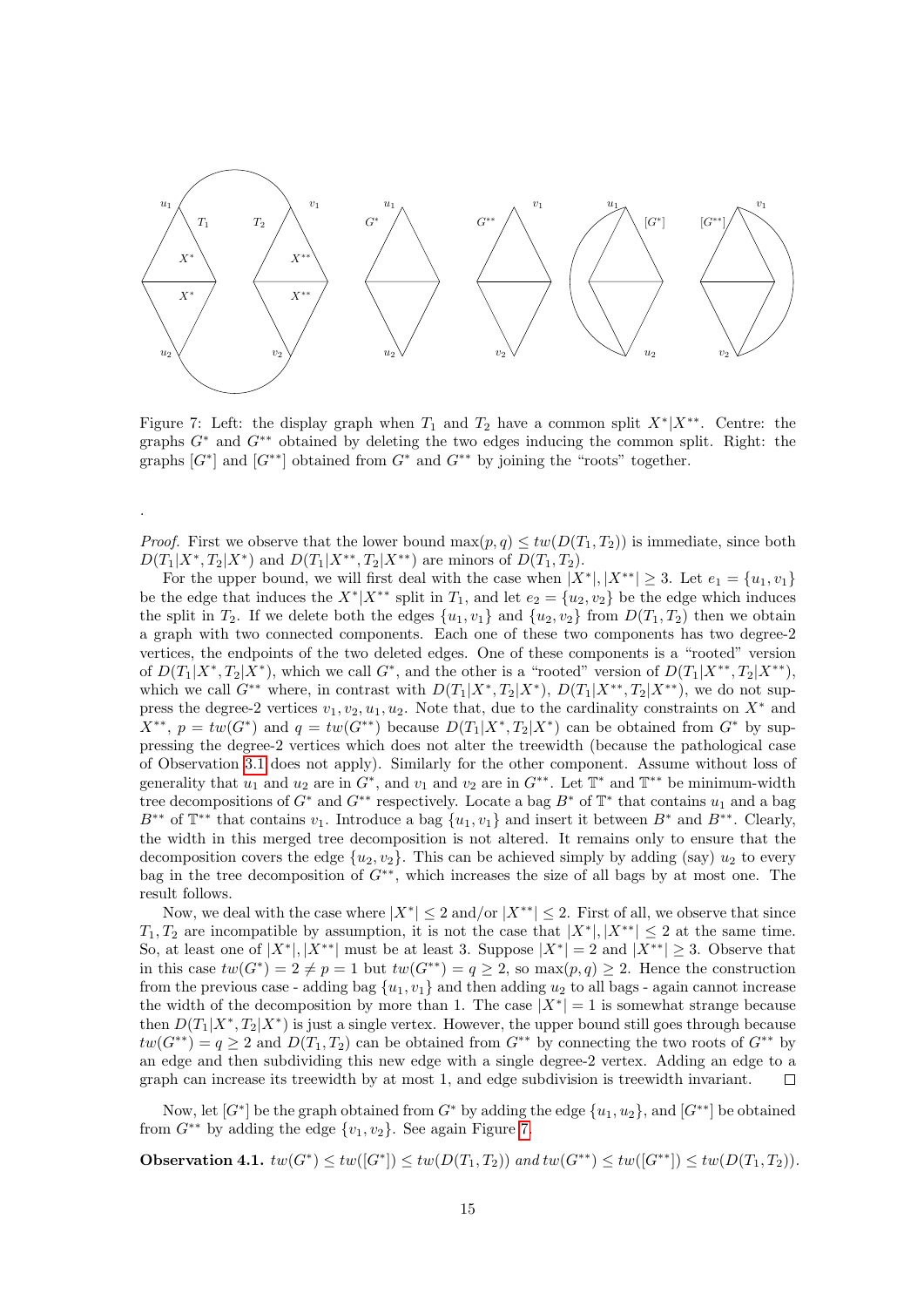Figure 7: Left: the display graph when $T_1$ and $T_2$ have a common split $X^*|X^{**}$. Centre: the graphs $G^*$ and $G^{**}$ obtained by deleting the two edges inducing the common split. Right: the graphs $[G^*]$ and $[G^{**}]$ obtained from $G^*$ and $G^{**}$ by joining the "roots" together.

.

*Proof.* First we observe that the lower bound $\max(p, q) \leq tw(D(T_1, T_2))$ is immediate, since both $D(T_1|X^*, T_2|X^*)$ and $D(T_1|X^{**}, T_2|X^{**})$ are minors of $D(T_1, T_2)$.

For the upper bound, we will first deal with the case when $|X^*|, |X^{**}| \geq 3$. Let $e_1 = \{u_1, v_1\}$ be the edge that induces the $X^*|X^{**}$ split in $T_1$, and let $e_2 = \{u_2, v_2\}$ be the edge which induces the split in $T_2$. If we delete both the edges $\{u_1, v_1\}$ and $\{u_2, v_2\}$ from $D(T_1, T_2)$ then we obtain a graph with two connected components. Each one of these two components has two degree-2 vertices, the endpoints of the two deleted edges. One of these components is a "rooted" version of $D(T_1|X^*, T_2|X^*)$, which we call $G^*$, and the other is a "rooted" version of $D(T_1|X^{**}, T_2|X^{**})$, which we call $G^{**}$ where, in contrast with $D(T_1|X^*, T_2|X^*)$, $D(T_1|X^{**}, T_2|X^{**})$, we do not suppress the degree-2 vertices $v_1, v_2, u_1, u_2$. Note that, due to the cardinality constraints on $X^*$ and $X^{**}$, $p = tw(G^*)$ and $q = tw(G^{**})$ because $D(T_1|X^*, T_2|X^*)$ can be obtained from $G^*$ by suppressing the degree-2 vertices which does not alter the treewidth (because the pathological case of Observation 3.1 does not apply). Similarly for the other component. Assume without loss of generality that $u_1$ and $u_2$ are in $G^*$, and $v_1$ and $v_2$ are in $G^{**}$. Let $\mathbb{T}^*$ and $\mathbb{T}^{**}$ be minimum-width tree decompositions of $G^*$ and $G^{**}$ respectively. Locate a bag $B^*$ of $\mathbb{T}^*$ that contains $u_1$ and a bag $B^{**}$ of $\mathbb{T}^{**}$ that contains $v_1$. Introduce a bag $\{u_1, v_1\}$ and insert it between $B^*$ and $B^{**}$. Clearly, the width in this merged tree decomposition is not altered. It remains only to ensure that the decomposition covers the edge $\{u_2, v_2\}$. This can be achieved simply by adding (say) $u_2$ to every bag in the tree decomposition of $G^{**}$, which increases the size of all bags by at most one. The result follows.

Now, we deal with the case where $|X^*| \leq 2$ and/or $|X^{**}| \leq 2$. First of all, we observe that since $T_1, T_2$ are incompatible by assumption, it is not the case that $|X^*|, |X^{**}| \leq 2$ at the same time. So, at least one of $|X^*|, |X^{**}|$ must be at least 3. Suppose $|X^*| = 2$ and $|X^{**}| \geq 3$. Observe that in this case $tw(G^*) = 2 \neq p = 1$ but $tw(G^{**}) = q \geq 2$, so $\max(p, q) \geq 2$. Hence the construction from the previous case - adding bag $\{u_1, v_1\}$ and then adding $u_2$ to all bags - again cannot increase the width of the decomposition by more than 1. The case $|X^*| = 1$ is somewhat strange because then $D(T_1|X^*, T_2|X^*)$ is just a single vertex. However, the upper bound still goes through because $tw(G^{**}) = q \geq 2$ and $D(T_1, T_2)$ can be obtained from $G^{**}$ by connecting the two roots of $G^{**}$ by an edge and then subdividing this new edge with a single degree-2 vertex. Adding an edge to a graph can increase its treewidth by at most 1, and edge subdivision is treewidth invariant. $\square$

Now, let $[G^*]$ be the graph obtained from $G^*$ by adding the edge $\{u_1, u_2\}$, and $[G^{**}]$ be obtained from $G^{**}$ by adding the edge $\{v_1, v_2\}$. See again Figure 7.

**Observation 4.1.** *$tw(G^*) \leq tw([G^*]) \leq tw(D(T_1, T_2))$ and $tw(G^{**}) \leq tw([G^{**}]) \leq tw(D(T_1, T_2))$.*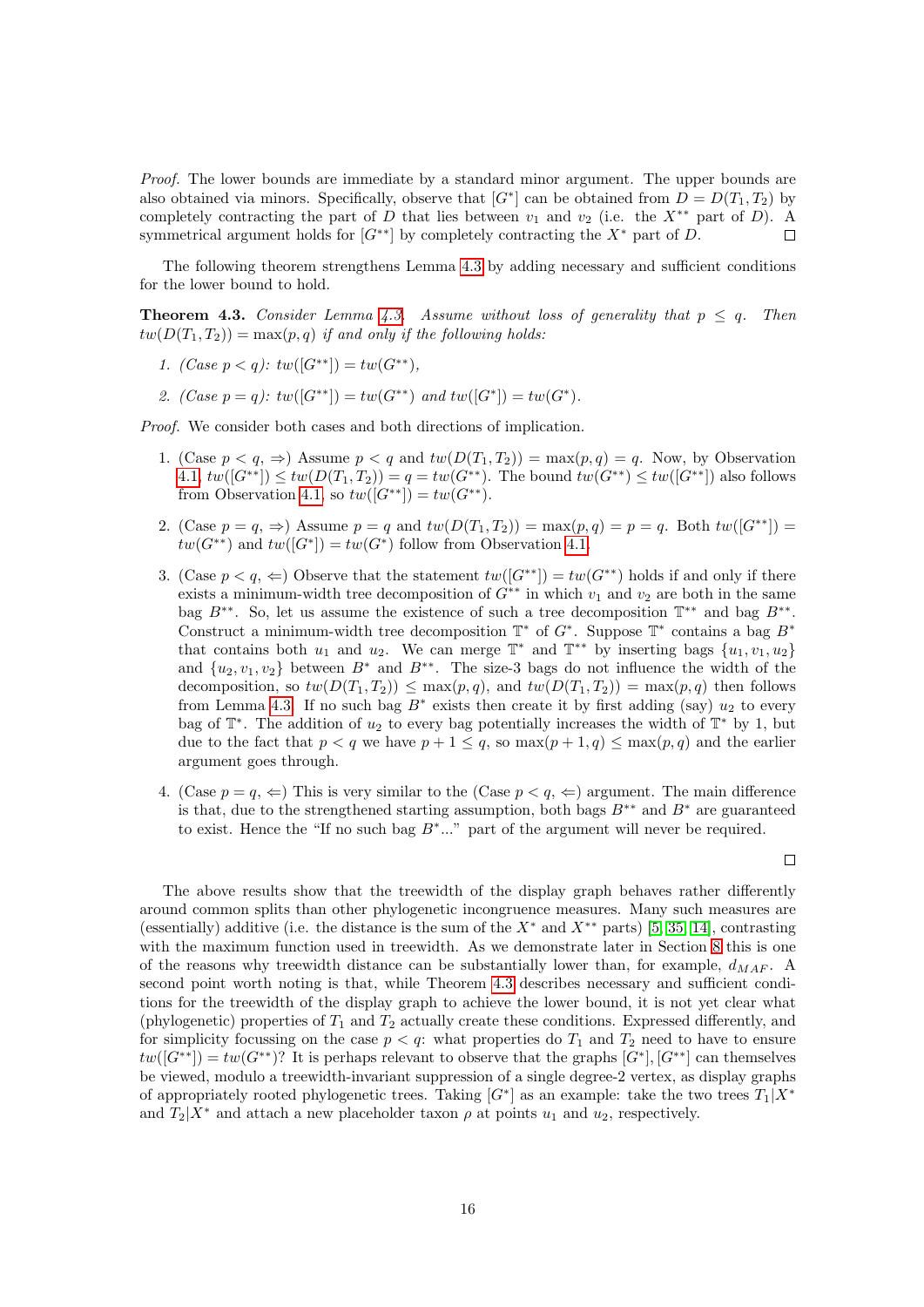*Proof.* The lower bounds are immediate by a standard minor argument. The upper bounds are also obtained via minors. Specifically, observe that $[G^*]$ can be obtained from $D = D(T_1, T_2)$ by completely contracting the part of $D$ that lies between $v_1$ and $v_2$ (i.e. the $X^{**}$ part of $D$). A symmetrical argument holds for $[G^{**}]$ by completely contracting the $X^*$ part of $D$. □

The following theorem strengthens Lemma 4.3 by adding necessary and sufficient conditions for the lower bound to hold.

**Theorem 4.3.** *Consider Lemma 4.3. Assume without loss of generality that $p \leq q$. Then $tw(D(T_1, T_2)) = \max(p, q)$ if and only if the following holds:*

1. *(Case $p < q$): $tw([G^{**}]) = tw(G^{**})$,*
2. *(Case $p = q$): $tw([G^{**}]) = tw(G^{**})$ and $tw([G^*]) = tw(G^*)$.*

*Proof.* We consider both cases and both directions of implication.

1. (Case $p < q$, $\Rightarrow$) Assume $p < q$ and $tw(D(T_1, T_2)) = \max(p, q) = q$. Now, by Observation 4.1, $tw([G^{**}]) \leq tw(D(T_1, T_2)) = q = tw(G^{**})$. The bound $tw(G^{**}) \leq tw([G^{**}])$ also follows from Observation 4.1, so $tw([G^{**}]) = tw(G^{**})$.

2. (Case $p = q$, $\Rightarrow$) Assume $p = q$ and $tw(D(T_1, T_2)) = \max(p, q) = p = q$. Both $tw([G^{**}]) = tw(G^{**})$ and $tw([G^*]) = tw(G^*)$ follow from Observation 4.1.

3. (Case $p < q$, $\Leftarrow$) Observe that the statement $tw([G^{**}]) = tw(G^{**})$ holds if and only if there exists a minimum-width tree decomposition of $G^{**}$ in which $v_1$ and $v_2$ are both in the same bag $B^{**}$. So, let us assume the existence of such a tree decomposition $\mathbb{T}^{**}$ and bag $B^{**}$. Construct a minimum-width tree decomposition $\mathbb{T}^*$ of $G^*$. Suppose $\mathbb{T}^*$ contains a bag $B^*$ that contains both $u_1$ and $u_2$. We can merge $\mathbb{T}^*$ and $\mathbb{T}^{**}$ by inserting bags $\{u_1, v_1, u_2\}$ and $\{u_2, v_1, v_2\}$ between $B^*$ and $B^{**}$. The size-3 bags do not influence the width of the decomposition, so $tw(D(T_1, T_2)) \leq \max(p, q)$, and $tw(D(T_1, T_2)) = \max(p, q)$ then follows from Lemma 4.3. If no such bag $B^*$ exists then create it by first adding (say) $u_2$ to every bag of $\mathbb{T}^*$. The addition of $u_2$ to every bag potentially increases the width of $\mathbb{T}^*$ by 1, but due to the fact that $p < q$ we have $p + 1 \leq q$, so $\max(p + 1, q) \leq \max(p, q)$ and the earlier argument goes through.

4. (Case $p = q$, $\Leftarrow$) This is very similar to the (Case $p < q$, $\Leftarrow$) argument. The main difference is that, due to the strengthened starting assumption, both bags $B^{**}$ and $B^*$ are guaranteed to exist. Hence the "If no such bag $B^*$..." part of the argument will never be required.

□

The above results show that the treewidth of the display graph behaves rather differently around common splits than other phylogenetic incongruence measures. Many such measures are (essentially) additive (i.e. the distance is the sum of the $X^*$ and $X^{**}$ parts) [5, 35, 14], contrasting with the maximum function used in treewidth. As we demonstrate later in Section 8 this is one of the reasons why treewidth distance can be substantially lower than, for example, $d_{MAF}$. A second point worth noting is that, while Theorem 4.3 describes necessary and sufficient conditions for the treewidth of the display graph to achieve the lower bound, it is not yet clear what (phylogenetic) properties of $T_1$ and $T_2$ actually create these conditions. Expressed differently, and for simplicity focussing on the case $p < q$: what properties do $T_1$ and $T_2$ need to have to ensure $tw([G^{**}]) = tw(G^{**})$? It is perhaps relevant to observe that the graphs $[G^*]$, $[G^{**}]$ can themselves be viewed, modulo a treewidth-invariant suppression of a single degree-2 vertex, as display graphs of appropriately rooted phylogenetic trees. Taking $[G^*]$ as an example: take the two trees $T_1|X^*$ and $T_2|X^*$ and attach a new placeholder taxon $\rho$ at points $u_1$ and $u_2$, respectively.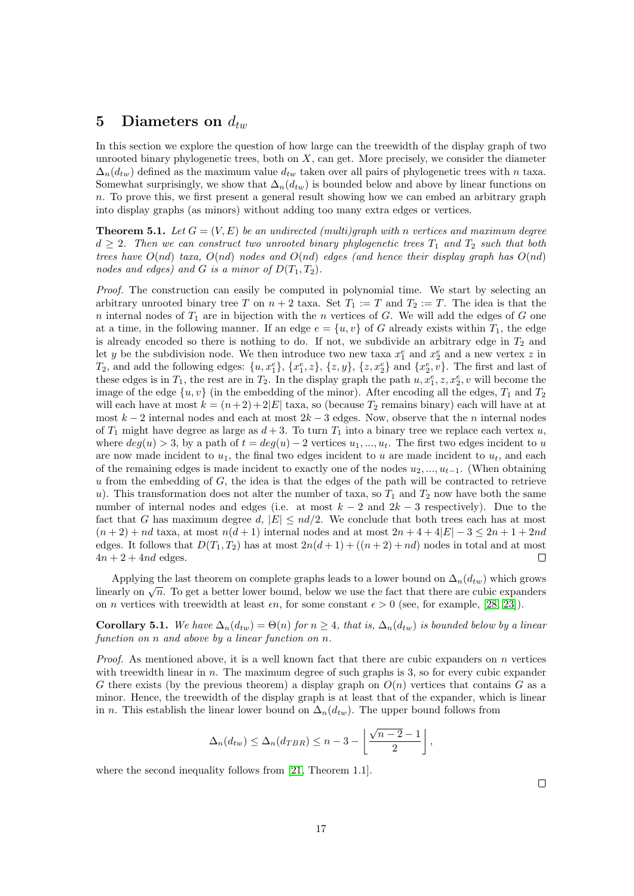# 5 Diameters on $d_{tw}$

In this section we explore the question of how large can the treewidth of the display graph of two unrooted binary phylogenetic trees, both on $X$, can get. More precisely, we consider the diameter $\Delta_n(d_{tw})$ defined as the maximum value $d_{tw}$ taken over all pairs of phylogenetic trees with $n$ taxa. Somewhat surprisingly, we show that $\Delta_n(d_{tw})$ is bounded below and above by linear functions on $n$. To prove this, we first present a general result showing how we can embed an arbitrary graph into display graphs (as minors) without adding too many extra edges or vertices.

**Theorem 5.1.** *Let $G = (V, E)$ be an undirected (multi)graph with $n$ vertices and maximum degree $d \geq 2$. Then we can construct two unrooted binary phylogenetic trees $T_1$ and $T_2$ such that both trees have $O(nd)$ taxa, $O(nd)$ nodes and $O(nd)$ edges (and hence their display graph has $O(nd)$ nodes and edges) and $G$ is a minor of $D(T_1, T_2)$.*

*Proof.* The construction can easily be computed in polynomial time. We start by selecting an arbitrary unrooted binary tree $T$ on $n+2$ taxa. Set $T_1 := T$ and $T_2 := T$. The idea is that the $n$ internal nodes of $T_1$ are in bijection with the $n$ vertices of $G$. We will add the edges of $G$ one at a time, in the following manner. If an edge $e = \{u, v\}$ of $G$ already exists within $T_1$, the edge is already encoded so there is nothing to do. If not, we subdivide an arbitrary edge in $T_2$ and let $y$ be the subdivision node. We then introduce two new taxa $x_1^e$ and $x_2^e$ and a new vertex $z$ in $T_2$, and add the following edges: $\{u, x_1^e\}$, $\{x_1^e, z\}$, $\{z, y\}$, $\{z, x_2^e\}$ and $\{x_2^e, v\}$. The first and last of these edges is in $T_1$, the rest are in $T_2$. In the display graph the path $u, x_1^e, z, x_2^e, v$ will become the image of the edge $\{u, v\}$ (in the embedding of the minor). After encoding all the edges, $T_1$ and $T_2$ will each have at most $k = (n+2) + 2|E|$ taxa, so (because $T_2$ remains binary) each will have at at most $k-2$ internal nodes and each at most $2k-3$ edges. Now, observe that the $n$ internal nodes of $T_1$ might have degree as large as $d+3$. To turn $T_1$ into a binary tree we replace each vertex $u$, where $deg(u) > 3$, by a path of $t = deg(u) - 2$ vertices $u_1, ..., u_t$. The first two edges incident to $u$ are now made incident to $u_1$, the final two edges incident to $u$ are made incident to $u_t$, and each of the remaining edges is made incident to exactly one of the nodes $u_2, ..., u_{t-1}$. (When obtaining $u$ from the embedding of $G$, the idea is that the edges of the path will be contracted to retrieve $u$). This transformation does not alter the number of taxa, so $T_1$ and $T_2$ now have both the same number of internal nodes and edges (i.e. at most $k-2$ and $2k-3$ respectively). Due to the fact that $G$ has maximum degree $d$, $|E| \leq nd/2$. We conclude that both trees each has at most $(n+2) + nd$ taxa, at most $n(d+1)$ internal nodes and at most $2n + 4 + 4|E| - 3 \leq 2n + 1 + 2nd$ edges. It follows that $D(T_1, T_2)$ has at most $2n(d+1) + ((n+2) + nd)$ nodes in total and at most $4n + 2 + 4nd$ edges. $\square$

Applying the last theorem on complete graphs leads to a lower bound on $\Delta_n(d_{tw})$ which grows linearly on $\sqrt{n}$. To get a better lower bound, below we use the fact that there are cubic expanders on $n$ vertices with treewidth at least $\epsilon n$, for some constant $\epsilon > 0$ (see, for example, [28, 23]).

**Corollary 5.1.** *We have $\Delta_n(d_{tw}) = \Theta(n)$ for $n \geq 4$, that is, $\Delta_n(d_{tw})$ is bounded below by a linear function on $n$ and above by a linear function on $n$.*

*Proof.* As mentioned above, it is a well known fact that there are cubic expanders on $n$ vertices with treewidth linear in $n$. The maximum degree of such graphs is 3, so for every cubic expander $G$ there exists (by the previous theorem) a display graph on $O(n)$ vertices that contains $G$ as a minor. Hence, the treewidth of the display graph is at least that of the expander, which is linear in $n$. This establish the linear lower bound on $\Delta_n(d_{tw})$. The upper bound follows from

$$\Delta_n(d_{tw}) \leq \Delta_n(d_{TBR}) \leq n - 3 - \left\lfloor \frac{\sqrt{n-2} - 1}{2} \right\rfloor,$$

where the second inequality follows from [21, Theorem 1.1].

$\square$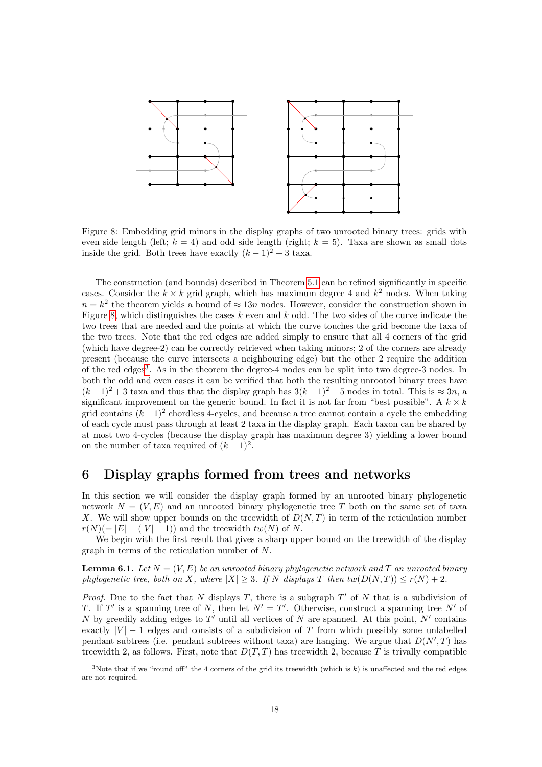Figure 8: Embedding grid minors in the display graphs of two unrooted binary trees: grids with even side length (left; $k = 4$) and odd side length (right; $k = 5$). Taxa are shown as small dots inside the grid. Both trees have exactly $(k-1)^2 + 3$ taxa.

The construction (and bounds) described in Theorem 5.1 can be refined significantly in specific cases. Consider the $k \times k$ grid graph, which has maximum degree 4 and $k^2$ nodes. When taking $n = k^2$ the theorem yields a bound of $\approx 13n$ nodes. However, consider the construction shown in Figure 8, which distinguishes the cases $k$ even and $k$ odd. The two sides of the curve indicate the two trees that are needed and the points at which the curve touches the grid become the taxa of the two trees. Note that the red edges are added simply to ensure that all 4 corners of the grid (which have degree-2) can be correctly retrieved when taking minors; 2 of the corners are already present (because the curve intersects a neighbouring edge) but the other 2 require the addition of the red edges[3]. As in the theorem the degree-4 nodes can be split into two degree-3 nodes. In both the odd and even cases it can be verified that both the resulting unrooted binary trees have $(k-1)^2 + 3$ taxa and thus that the display graph has $3(k-1)^2 + 5$ nodes in total. This is $\approx 3n$, a significant improvement on the generic bound. In fact it is not far from "best possible". A $k \times k$ grid contains $(k-1)^2$ chordless 4-cycles, and because a tree cannot contain a cycle the embedding of each cycle must pass through at least 2 taxa in the display graph. Each taxon can be shared by at most two 4-cycles (because the display graph has maximum degree 3) yielding a lower bound on the number of taxa required of $(k-1)^2$.

## 6 Display graphs formed from trees and networks

In this section we will consider the display graph formed by an unrooted binary phylogenetic network $N = (V, E)$ and an unrooted binary phylogenetic tree $T$ both on the same set of taxa $X$. We will show upper bounds on the treewidth of $D(N, T)$ in term of the reticulation number $r(N)(= |E| - (|V| - 1))$ and the treewidth $tw(N)$ of $N$.

We begin with the first result that gives a sharp upper bound on the treewidth of the display graph in terms of the reticulation number of $N$.

**Lemma 6.1.** *Let $N = (V, E)$ be an unrooted binary phylogenetic network and $T$ an unrooted binary phylogenetic tree, both on $X$, where $|X| \geq 3$. If $N$ displays $T$ then $tw(D(N, T)) \leq r(N) + 2$.*

*Proof.* Due to the fact that $N$ displays $T$, there is a subgraph $T'$ of $N$ that is a subdivision of $T$. If $T'$ is a spanning tree of $N$, then let $N' = T'$. Otherwise, construct a spanning tree $N'$ of $N$ by greedily adding edges to $T'$ until all vertices of $N$ are spanned. At this point, $N'$ contains exactly $|V| - 1$ edges and consists of a subdivision of $T$ from which possibly some unlabelled pendant subtrees (i.e. pendant subtrees without taxa) are hanging. We argue that $D(N', T)$ has treewidth 2, as follows. First, note that $D(T, T)$ has treewidth 2, because $T$ is trivially compatible

[3] Note that if we "round off" the 4 corners of the grid its treewidth (which is $k$) is unaffected and the red edges are not required.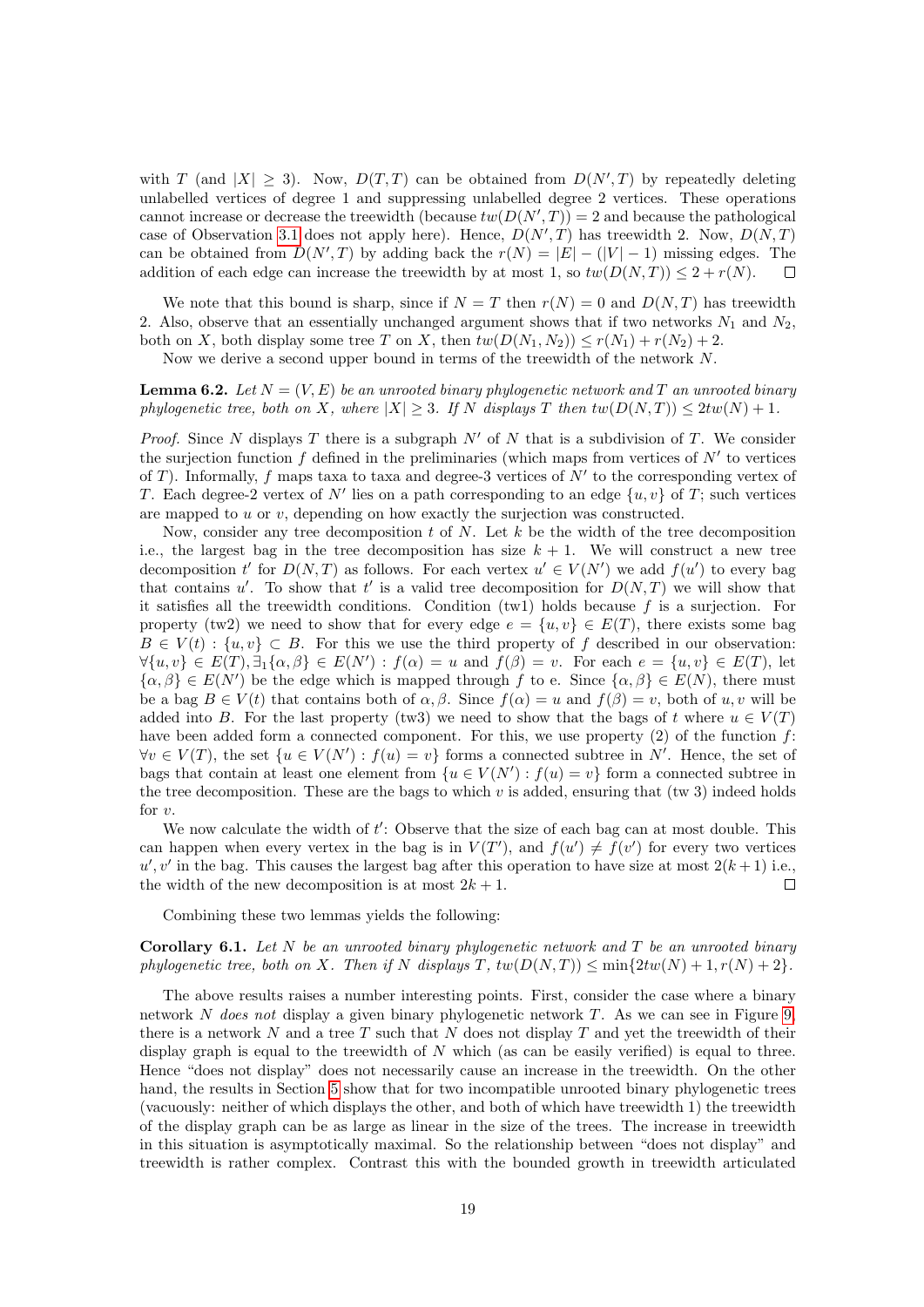with $T$ (and $|X| \geq 3$). Now, $D(T, T)$ can be obtained from $D(N', T)$ by repeatedly deleting unlabelled vertices of degree 1 and suppressing unlabelled degree 2 vertices. These operations cannot increase or decrease the treewidth (because $tw(D(N', T)) = 2$ and because the pathological case of Observation 3.1 does not apply here). Hence, $D(N', T)$ has treewidth 2. Now, $D(N, T)$ can be obtained from $D(N', T)$ by adding back the $r(N) = |E| - (|V| - 1)$ missing edges. The addition of each edge can increase the treewidth by at most 1, so $tw(D(N, T)) \leq 2 + r(N)$. □

We note that this bound is sharp, since if $N = T$ then $r(N) = 0$ and $D(N, T)$ has treewidth 2. Also, observe that an essentially unchanged argument shows that if two networks $N_1$ and $N_2$, both on $X$, both display some tree $T$ on $X$, then $tw(D(N_1, N_2)) \leq r(N_1) + r(N_2) + 2$.

Now we derive a second upper bound in terms of the treewidth of the network $N$.

**Lemma 6.2.** *Let $N = (V, E)$ be an unrooted binary phylogenetic network and $T$ an unrooted binary phylogenetic tree, both on $X$, where $|X| \geq 3$. If $N$ displays $T$ then $tw(D(N, T)) \leq 2tw(N) + 1$.*

*Proof.* Since $N$ displays $T$ there is a subgraph $N'$ of $N$ that is a subdivision of $T$. We consider the surjection function $f$ defined in the preliminaries (which maps from vertices of $N'$ to vertices of $T$). Informally, $f$ maps taxa to taxa and degree-3 vertices of $N'$ to the corresponding vertex of $T$. Each degree-2 vertex of $N'$ lies on a path corresponding to an edge $\{u, v\}$ of $T$; such vertices are mapped to $u$ or $v$, depending on how exactly the surjection was constructed.

Now, consider any tree decomposition $t$ of $N$. Let $k$ be the width of the tree decomposition i.e., the largest bag in the tree decomposition has size $k + 1$. We will construct a new tree decomposition $t'$ for $D(N, T)$ as follows. For each vertex $u' \in V(N')$ we add $f(u')$ to every bag that contains $u'$. To show that $t'$ is a valid tree decomposition for $D(N, T)$ we will show that it satisfies all the treewidth conditions. Condition (tw1) holds because $f$ is a surjection. For property (tw2) we need to show that for every edge $e = \{u, v\} \in E(T)$, there exists some bag $B \in V(t) : \{u, v\} \subset B$. For this we use the third property of $f$ described in our observation: $\forall \{u, v\} \in E(T), \exists_1 \{\alpha, \beta\} \in E(N') : f(\alpha) = u$ and $f(\beta) = v$. For each $e = \{u, v\} \in E(T)$, let $\{\alpha, \beta\} \in E(N')$ be the edge which is mapped through $f$ to e. Since $\{\alpha, \beta\} \in E(N)$, there must be a bag $B \in V(t)$ that contains both of $\alpha, \beta$. Since $f(\alpha) = u$ and $f(\beta) = v$, both of $u, v$ will be added into $B$. For the last property (tw3) we need to show that the bags of $t$ where $u \in V(T)$ have been added form a connected component. For this, we use property (2) of the function $f$: $\forall v \in V(T)$, the set $\{u \in V(N') : f(u) = v\}$ forms a connected subtree in $N'$. Hence, the set of bags that contain at least one element from $\{u \in V(N') : f(u) = v\}$ form a connected subtree in the tree decomposition. These are the bags to which $v$ is added, ensuring that (tw 3) indeed holds for $v$.

We now calculate the width of $t'$: Observe that the size of each bag can at most double. This can happen when every vertex in the bag is in $V(T')$, and $f(u') \neq f(v')$ for every two vertices $u', v'$ in the bag. This causes the largest bag after this operation to have size at most $2(k+1)$ i.e., the width of the new decomposition is at most $2k + 1$. □

Combining these two lemmas yields the following:

**Corollary 6.1.** *Let $N$ be an unrooted binary phylogenetic network and $T$ be an unrooted binary phylogenetic tree, both on $X$. Then if $N$ displays $T$, $tw(D(N, T)) \leq \min\{2tw(N) + 1, r(N) + 2\}$.*

The above results raises a number interesting points. First, consider the case where a binary network $N$ *does not* display a given binary phylogenetic network $T$. As we can see in Figure 9, there is a network $N$ and a tree $T$ such that $N$ does not display $T$ and yet the treewidth of their display graph is equal to the treewidth of $N$ which (as can be easily verified) is equal to three. Hence "does not display" does not necessarily cause an increase in the treewidth. On the other hand, the results in Section 5 show that for two incompatible unrooted binary phylogenetic trees (vacuously: neither of which displays the other, and both of which have treewidth 1) the treewidth of the display graph can be as large as linear in the size of the trees. The increase in treewidth in this situation is asymptotically maximal. So the relationship between "does not display" and treewidth is rather complex. Contrast this with the bounded growth in treewidth articulated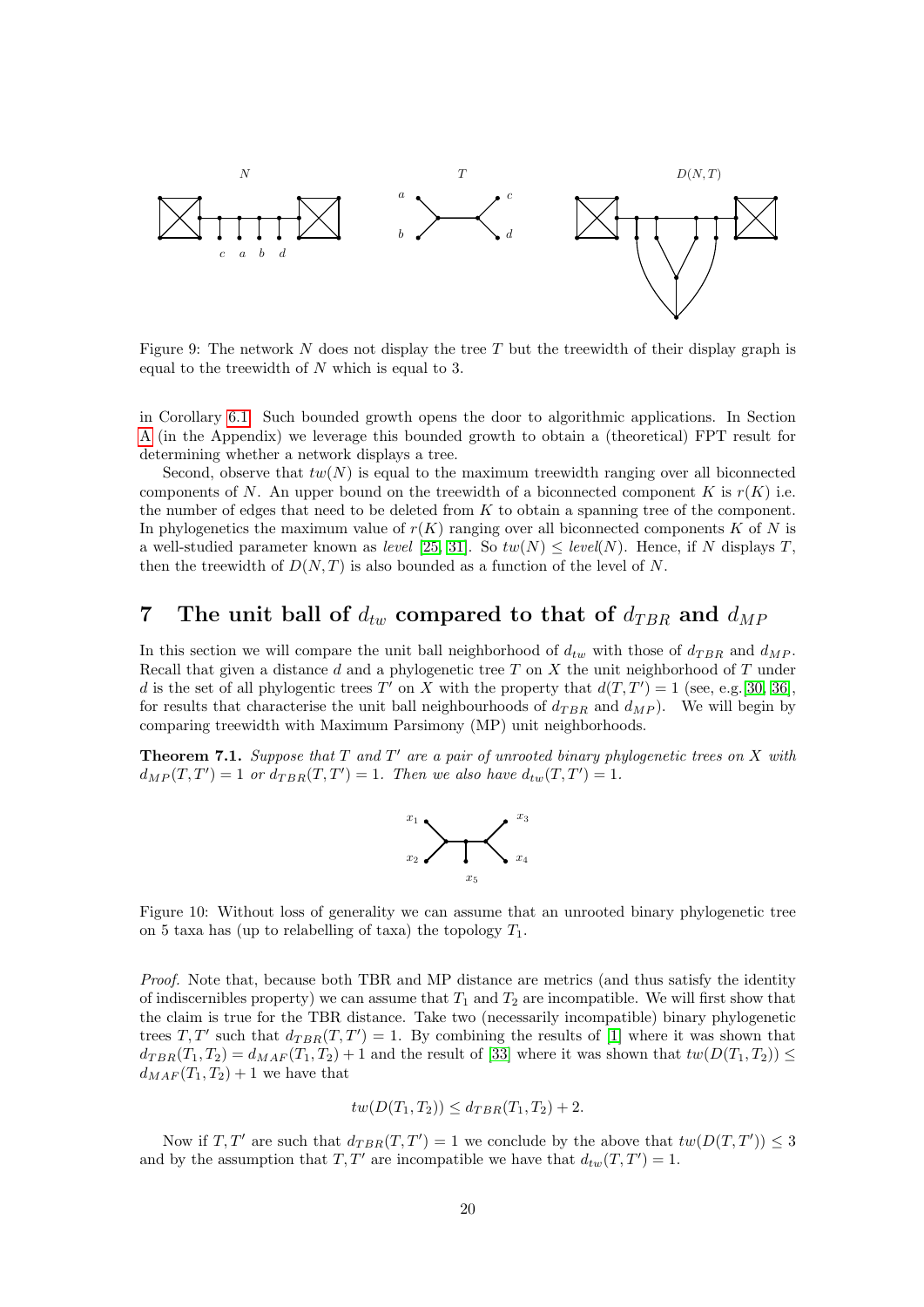Figure 9: The network $N$ does not display the tree $T$ but the treewidth of their display graph is equal to the treewidth of $N$ which is equal to 3.

in Corollary 6.1. Such bounded growth opens the door to algorithmic applications. In Section A (in the Appendix) we leverage this bounded growth to obtain a (theoretical) FPT result for determining whether a network displays a tree.

Second, observe that $tw(N)$ is equal to the maximum treewidth ranging over all biconnected components of $N$. An upper bound on the treewidth of a biconnected component $K$ is $r(K)$ i.e. the number of edges that need to be deleted from $K$ to obtain a spanning tree of the component. In phylogenetics the maximum value of $r(K)$ ranging over all biconnected components $K$ of $N$ is a well-studied parameter known as *level* [25, 31]. So $tw(N) \leq level(N)$. Hence, if $N$ displays $T$, then the treewidth of $D(N,T)$ is also bounded as a function of the level of $N$.

# 7 The unit ball of $d_{tw}$ compared to that of $d_{TBR}$ and $d_{MP}$

In this section we will compare the unit ball neighborhood of $d_{tw}$ with those of $d_{TBR}$ and $d_{MP}$. Recall that given a distance $d$ and a phylogenetic tree $T$ on $X$ the unit neighborhood of $T$ under $d$ is the set of all phylogentic trees $T'$ on $X$ with the property that $d(T,T') = 1$ (see, e.g.[30, 36], for results that characterise the unit ball neighbourhoods of $d_{TBR}$ and $d_{MP}$). We will begin by comparing treewidth with Maximum Parsimony (MP) unit neighborhoods.

**Theorem 7.1.** *Suppose that $T$ and $T'$ are a pair of unrooted binary phylogenetic trees on $X$ with $d_{MP}(T,T') = 1$ or $d_{TBR}(T,T') = 1$. Then we also have $d_{tw}(T,T') = 1$.*

Figure 10: Without loss of generality we can assume that an unrooted binary phylogenetic tree on 5 taxa has (up to relabelling of taxa) the topology $T_1$.

*Proof.* Note that, because both TBR and MP distance are metrics (and thus satisfy the identity of indiscernibles property) we can assume that $T_1$ and $T_2$ are incompatible. We will first show that the claim is true for the TBR distance. Take two (necessarily incompatible) binary phylogenetic trees $T,T'$ such that $d_{TBR}(T,T') = 1$. By combining the results of [1] where it was shown that $d_{TBR}(T_1,T_2) = d_{MAF}(T_1,T_2) + 1$ and the result of [33] where it was shown that $tw(D(T_1,T_2)) \leq d_{MAF}(T_1,T_2) + 1$ we have that

$$tw(D(T_1,T_2)) \leq d_{TBR}(T_1,T_2) + 2.$$

Now if $T,T'$ are such that $d_{TBR}(T,T') = 1$ we conclude by the above that $tw(D(T,T')) \leq 3$ and by the assumption that $T,T'$ are incompatible we have that $d_{tw}(T,T') = 1$.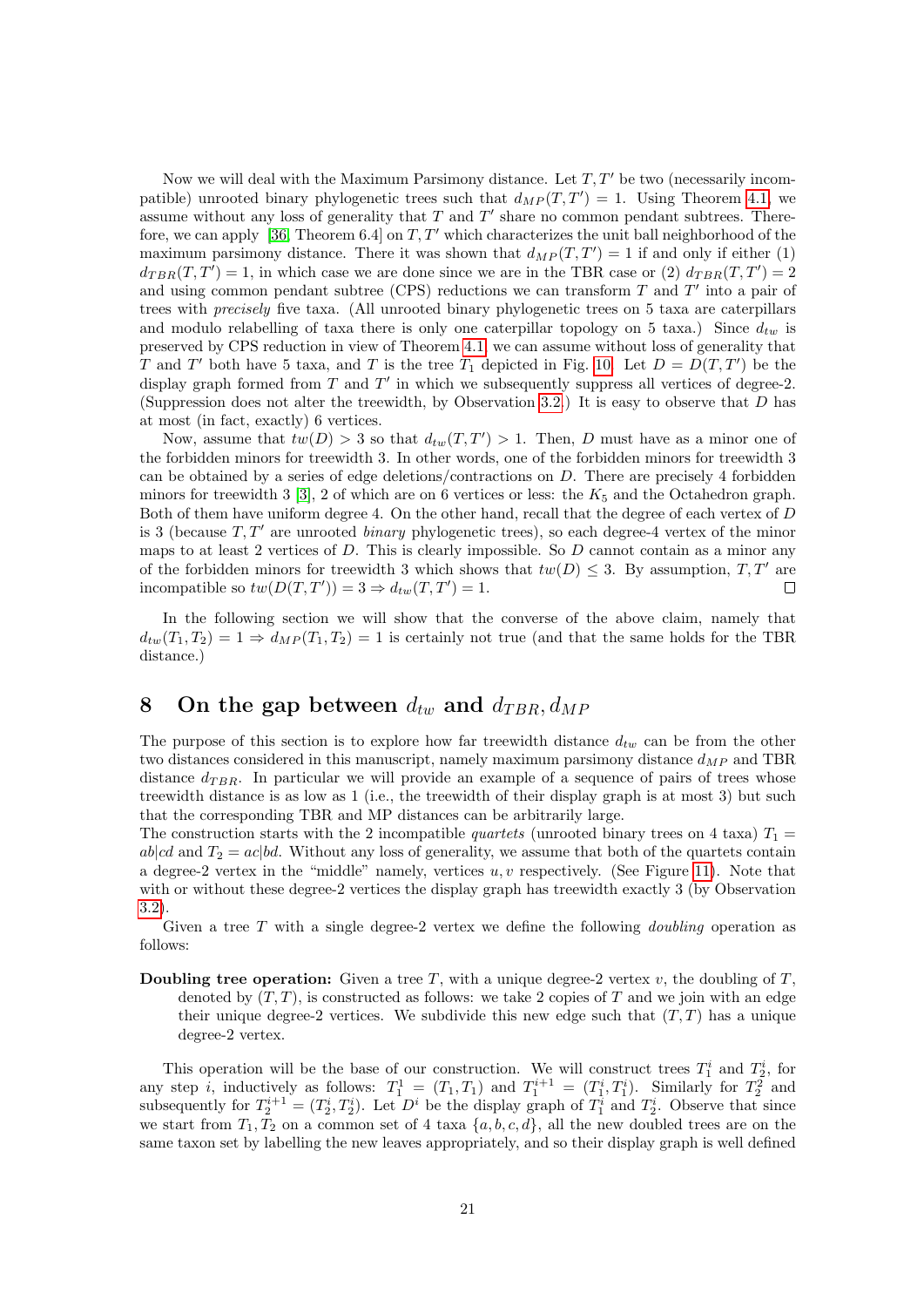Now we will deal with the Maximum Parsimony distance. Let $T, T'$ be two (necessarily incompatible) unrooted binary phylogenetic trees such that $d_{MP}(T, T') = 1$. Using Theorem 4.1, we assume without any loss of generality that $T$ and $T'$ share no common pendant subtrees. Therefore, we can apply [36, Theorem 6.4] on $T, T'$ which characterizes the unit ball neighborhood of the maximum parsimony distance. There it was shown that $d_{MP}(T, T') = 1$ if and only if either (1) $d_{TBR}(T, T') = 1$, in which case we are done since we are in the TBR case or (2) $d_{TBR}(T, T') = 2$ and using common pendant subtree (CPS) reductions we can transform $T$ and $T'$ into a pair of trees with *precisely* five taxa. (All unrooted binary phylogenetic trees on 5 taxa are caterpillars and modulo relabelling of taxa there is only one caterpillar topology on 5 taxa.) Since $d_{tw}$ is preserved by CPS reduction in view of Theorem 4.1, we can assume without loss of generality that $T$ and $T'$ both have 5 taxa, and $T$ is the tree $T_1$ depicted in Fig. 10. Let $D = D(T, T')$ be the display graph formed from $T$ and $T'$ in which we subsequently suppress all vertices of degree-2. (Suppression does not alter the treewidth, by Observation 3.2.) It is easy to observe that $D$ has at most (in fact, exactly) 6 vertices.

Now, assume that $tw(D) > 3$ so that $d_{tw}(T, T') > 1$. Then, $D$ must have as a minor one of the forbidden minors for treewidth 3. In other words, one of the forbidden minors for treewidth 3 can be obtained by a series of edge deletions/contractions on $D$. There are precisely 4 forbidden minors for treewidth 3 [3], 2 of which are on 6 vertices or less: the $K_5$ and the Octahedron graph. Both of them have uniform degree 4. On the other hand, recall that the degree of each vertex of $D$ is 3 (because $T, T'$ are unrooted *binary* phylogenetic trees), so each degree-4 vertex of the minor maps to at least 2 vertices of $D$. This is clearly impossible. So $D$ cannot contain as a minor any of the forbidden minors for treewidth 3 which shows that $tw(D) \leq 3$. By assumption, $T, T'$ are incompatible so $tw(D(T, T')) = 3 \Rightarrow d_{tw}(T, T') = 1$. ☐

In the following section we will show that the converse of the above claim, namely that $d_{tw}(T_1, T_2) = 1 \Rightarrow d_{MP}(T_1, T_2) = 1$ is certainly not true (and that the same holds for the TBR distance.)

# 8 On the gap between $d_{tw}$ and $d_{TBR}, d_{MP}$

The purpose of this section is to explore how far treewidth distance $d_{tw}$ can be from the other two distances considered in this manuscript, namely maximum parsimony distance $d_{MP}$ and TBR distance $d_{TBR}$. In particular we will provide an example of a sequence of pairs of trees whose treewidth distance is as low as 1 (i.e., the treewidth of their display graph is at most 3) but such that the corresponding TBR and MP distances can be arbitrarily large.
The construction starts with the 2 incompatible *quartets* (unrooted binary trees on 4 taxa) $T_1 = ab|cd$ and $T_2 = ac|bd$. Without any loss of generality, we assume that both of the quartets contain a degree-2 vertex in the "middle" namely, vertices $u, v$ respectively. (See Figure 11). Note that with or without these degree-2 vertices the display graph has treewidth exactly 3 (by Observation 3.2).

Given a tree $T$ with a single degree-2 vertex we define the following *doubling* operation as follows:

**Doubling tree operation:** Given a tree $T$, with a unique degree-2 vertex $v$, the doubling of $T$, denoted by $(T, T)$, is constructed as follows: we take 2 copies of $T$ and we join with an edge their unique degree-2 vertices. We subdivide this new edge such that $(T, T)$ has a unique degree-2 vertex.

This operation will be the base of our construction. We will construct trees $T_1^i$ and $T_2^i$, for any step $i$, inductively as follows: $T_1^1 = (T_1, T_1)$ and $T_1^{i+1} = (T_1^i, T_1^i)$. Similarly for $T_2^2$ and subsequently for $T_2^{i+1} = (T_2^i, T_2^i)$. Let $D^i$ be the display graph of $T_1^i$ and $T_2^i$. Observe that since we start from $T_1, T_2$ on a common set of 4 taxa $\{a, b, c, d\}$, all the new doubled trees are on the same taxon set by labelling the new leaves appropriately, and so their display graph is well defined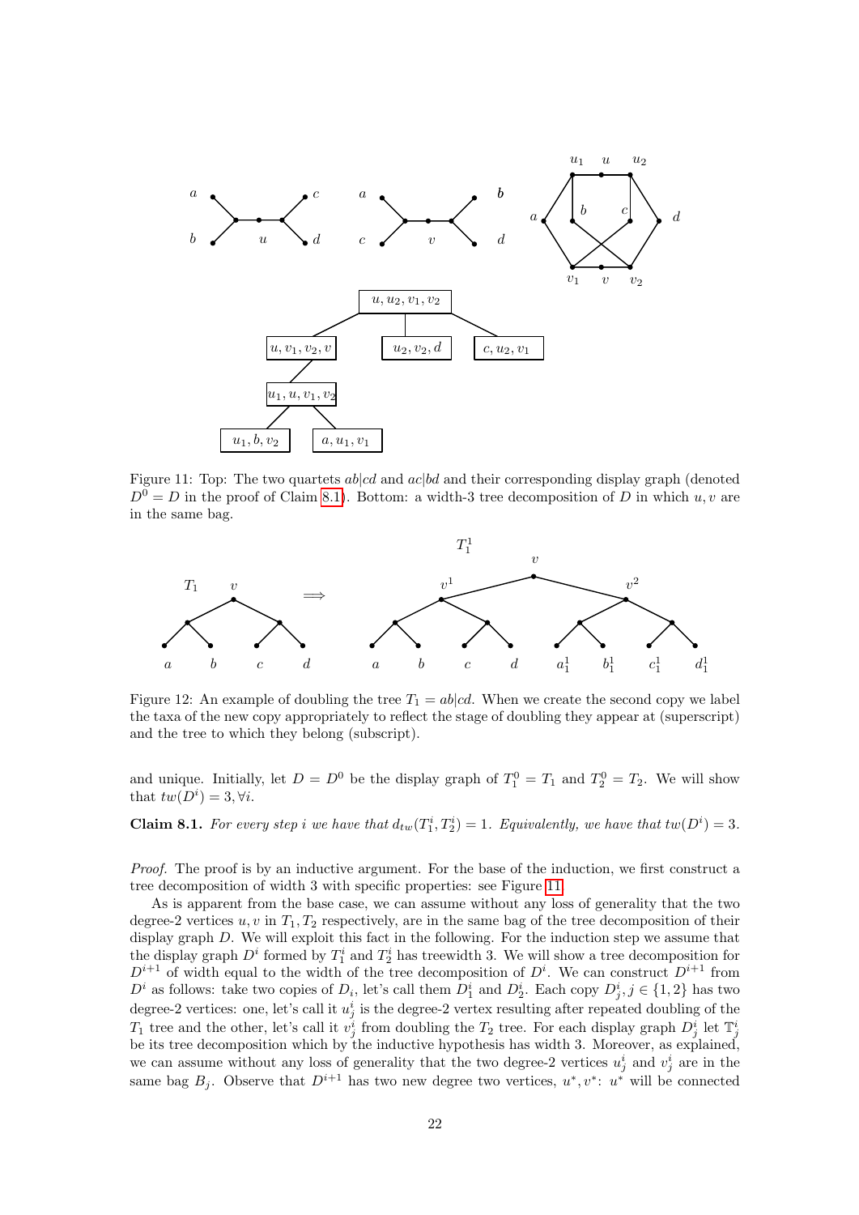Figure 11: Top: The two quartets $ab|cd$ and $ac|bd$ and their corresponding display graph (denoted $D^0 = D$ in the proof of Claim 8.1). Bottom: a width-3 tree decomposition of $D$ in which $u, v$ are in the same bag.

Figure 12: An example of doubling the tree $T_1 = ab|cd$. When we create the second copy we label the taxa of the new copy appropriately to reflect the stage of doubling they appear at (superscript) and the tree to which they belong (subscript).

and unique. Initially, let $D = D^0$ be the display graph of $T_1^0 = T_1$ and $T_2^0 = T_2$. We will show that $tw(D^i) = 3, \forall i$.

**Claim 8.1.** *For every step $i$ we have that $d_{tw}(T_1^i, T_2^i) = 1$. Equivalently, we have that $tw(D^i) = 3$.*

*Proof.* The proof is by an inductive argument. For the base of the induction, we first construct a tree decomposition of width 3 with specific properties: see Figure 11.

As is apparent from the base case, we can assume without any loss of generality that the two degree-2 vertices $u, v$ in $T_1, T_2$ respectively, are in the same bag of the tree decomposition of their display graph $D$. We will exploit this fact in the following. For the induction step we assume that the display graph $D^i$ formed by $T_1^i$ and $T_2^i$ has treewidth 3. We will show a tree decomposition for $D^{i+1}$ of width equal to the width of the tree decomposition of $D^i$. We can construct $D^{i+1}$ from $D^i$ as follows: take two copies of $D_i$, let's call them $D_1^i$ and $D_2^i$. Each copy $D_j^i, j \in \{1, 2\}$ has two degree-2 vertices: one, let's call it $u_j^i$ is the degree-2 vertex resulting after repeated doubling of the $T_1$ tree and the other, let's call it $v_j^i$ from doubling the $T_2$ tree. For each display graph $D_j^i$ let $\mathbb{T}_j^i$ be its tree decomposition which by the inductive hypothesis has width 3. Moreover, as explained, we can assume without any loss of generality that the two degree-2 vertices $u_j^i$ and $v_j^i$ are in the same bag $B_j$. Observe that $D^{i+1}$ has two new degree two vertices, $u^*, v^*$: $u^*$ will be connected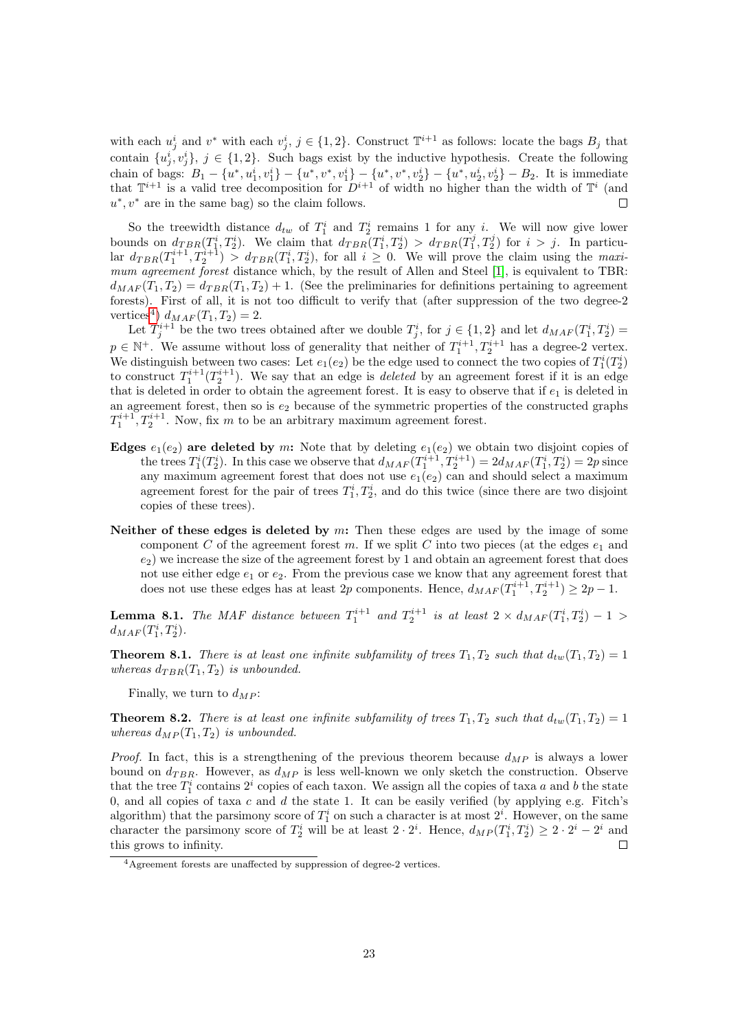with each $u^i_j$ and $v^*$ with each $v^i_j$, $j \in \{1,2\}$. Construct $\mathbb{T}^{i+1}$ as follows: locate the bags $B_j$ that contain $\{u^i_j, v^i_j\}$, $j \in \{1,2\}$. Such bags exist by the inductive hypothesis. Create the following chain of bags: $B_1 - \{u^*, u^i_1, v^i_1\} - \{u^*, v^*, v^i_1\} - \{u^*, v^*, v^i_2\} - \{u^*, u^i_2, v^i_2\} - B_2$. It is immediate that $\mathbb{T}^{i+1}$ is a valid tree decomposition for $D^{i+1}$ of width no higher than the width of $\mathbb{T}^i$ (and $u^*, v^*$ are in the same bag) so the claim follows. $\square$

So the treewidth distance $d_{tw}$ of $T^i_1$ and $T^i_2$ remains 1 for any $i$. We will now give lower bounds on $d_{TBR}(T^i_1, T^i_2)$. We claim that $d_{TBR}(T^i_1, T^i_2) > d_{TBR}(T^j_1, T^j_2)$ for $i > j$. In particular $d_{TBR}(T^{i+1}_1, T^{i+1}_2) > d_{TBR}(T^i_1, T^i_2)$, for all $i \geq 0$. We will prove the claim using the *maximum agreement forest* distance which, by the result of Allen and Steel [1], is equivalent to TBR: $d_{MAF}(T_1, T_2) = d_{TBR}(T_1, T_2) + 1$. (See the preliminaries for definitions pertaining to agreement forests). First of all, it is not too difficult to verify that (after suppression of the two degree-2 vertices[4]) $d_{MAF}(T_1, T_2) = 2$.

Let $T^{i+1}_j$ be the two trees obtained after we double $T^i_j$, for $j \in \{1,2\}$ and let $d_{MAF}(T^i_1, T^i_2) = p \in \mathbb{N}^+$. We assume without loss of generality that neither of $T^{i+1}_1, T^{i+1}_2$ has a degree-2 vertex. We distinguish between two cases: Let $e_1(e_2)$ be the edge used to connect the two copies of $T^i_1(T^i_2)$ to construct $T^{i+1}_1(T^{i+1}_2)$. We say that an edge is *deleted* by an agreement forest if it is an edge that is deleted in order to obtain the agreement forest. It is easy to observe that if $e_1$ is deleted in an agreement forest, then so is $e_2$ because of the symmetric properties of the constructed graphs $T^{i+1}_1, T^{i+1}_2$. Now, fix $m$ to be an arbitrary maximum agreement forest.

- **Edges $e_1(e_2)$ are deleted by $m$:** Note that by deleting $e_1(e_2)$ we obtain two disjoint copies of the trees $T^i_1(T^i_2)$. In this case we observe that $d_{MAF}(T^{i+1}_1, T^{i+1}_2) = 2d_{MAF}(T^i_1, T^i_2) = 2p$ since any maximum agreement forest that does not use $e_1(e_2)$ can and should select a maximum agreement forest for the pair of trees $T^i_1, T^i_2$, and do this twice (since there are two disjoint copies of these trees).

- **Neither of these edges is deleted by $m$:** Then these edges are used by the image of some component $C$ of the agreement forest $m$. If we split $C$ into two pieces (at the edges $e_1$ and $e_2$) we increase the size of the agreement forest by 1 and obtain an agreement forest that does not use either edge $e_1$ or $e_2$. From the previous case we know that any agreement forest that does not use these edges has at least $2p$ components. Hence, $d_{MAF}(T^{i+1}_1, T^{i+1}_2) \geq 2p - 1$.

**Lemma 8.1.** *The MAF distance between $T^{i+1}_1$ and $T^{i+1}_2$ is at least $2 \times d_{MAF}(T^i_1, T^i_2) - 1 > d_{MAF}(T^i_1, T^i_2)$.*

**Theorem 8.1.** *There is at least one infinite subfamility of trees $T_1, T_2$ such that $d_{tw}(T_1, T_2) = 1$ whereas $d_{TBR}(T_1, T_2)$ is unbounded.*

Finally, we turn to $d_{MP}$:

**Theorem 8.2.** *There is at least one infinite subfamility of trees $T_1, T_2$ such that $d_{tw}(T_1, T_2) = 1$ whereas $d_{MP}(T_1, T_2)$ is unbounded.*

*Proof.* In fact, this is a strengthening of the previous theorem because $d_{MP}$ is always a lower bound on $d_{TBR}$. However, as $d_{MP}$ is less well-known we only sketch the construction. Observe that the tree $T^i_1$ contains $2^i$ copies of each taxon. We assign all the copies of taxa $a$ and $b$ the state 0, and all copies of taxa $c$ and $d$ the state 1. It can be easily verified (by applying e.g. Fitch's algorithm) that the parsimony score of $T^i_1$ on such a character is at most $2^i$. However, on the same character the parsimony score of $T^i_2$ will be at least $2 \cdot 2^i$. Hence, $d_{MP}(T^i_1, T^i_2) \geq 2 \cdot 2^i - 2^i$ and this grows to infinity. $\square$

[4] Agreement forests are unaffected by suppression of degree-2 vertices.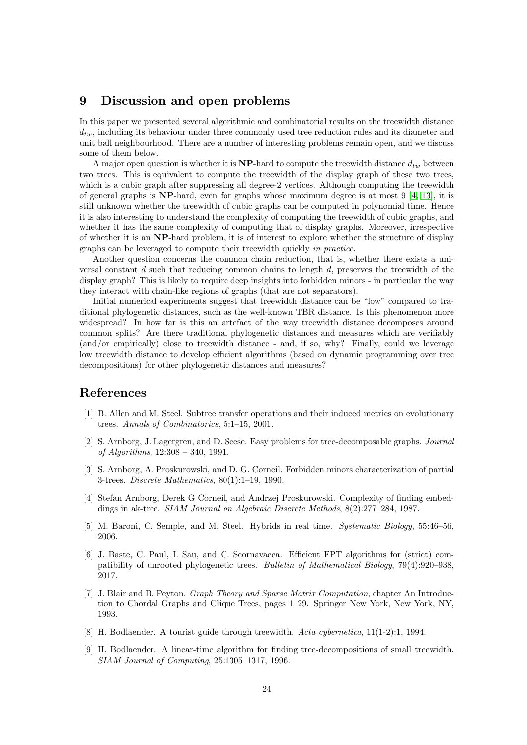## 9 Discussion and open problems

In this paper we presented several algorithmic and combinatorial results on the treewidth distance $d_{tw}$, including its behaviour under three commonly used tree reduction rules and its diameter and unit ball neighbourhood. There are a number of interesting problems remain open, and we discuss some of them below.

A major open question is whether it is **NP**-hard to compute the treewidth distance $d_{tw}$ between two trees. This is equivalent to compute the treewidth of the display graph of these two trees, which is a cubic graph after suppressing all degree-2 vertices. Although computing the treewidth of general graphs is **NP**-hard, even for graphs whose maximum degree is at most 9 [4, 13], it is still unknown whether the treewidth of cubic graphs can be computed in polynomial time. Hence it is also interesting to understand the complexity of computing the treewidth of cubic graphs, and whether it has the same complexity of computing that of display graphs. Moreover, irrespective of whether it is an **NP**-hard problem, it is of interest to explore whether the structure of display graphs can be leveraged to compute their treewidth quickly *in practice*.

Another question concerns the common chain reduction, that is, whether there exists a universal constant $d$ such that reducing common chains to length $d$, preserves the treewidth of the display graph? This is likely to require deep insights into forbidden minors - in particular the way they interact with chain-like regions of graphs (that are not separators).

Initial numerical experiments suggest that treewidth distance can be "low" compared to traditional phylogenetic distances, such as the well-known TBR distance. Is this phenomenon more widespread? In how far is this an artefact of the way treewidth distance decomposes around common splits? Are there traditional phylogenetic distances and measures which are verifiably (and/or empirically) close to treewidth distance - and, if so, why? Finally, could we leverage low treewidth distance to develop efficient algorithms (based on dynamic programming over tree decompositions) for other phylogenetic distances and measures?

## References

[1] B. Allen and M. Steel. Subtree transfer operations and their induced metrics on evolutionary trees. *Annals of Combinatorics*, 5:1–15, 2001.

[2] S. Arnborg, J. Lagergren, and D. Seese. Easy problems for tree-decomposable graphs. *Journal of Algorithms*, 12:308 – 340, 1991.

[3] S. Arnborg, A. Proskurowski, and D. G. Corneil. Forbidden minors characterization of partial 3-trees. *Discrete Mathematics*, 80(1):1–19, 1990.

[4] Stefan Arnborg, Derek G Corneil, and Andrzej Proskurowski. Complexity of finding embeddings in ak-tree. *SIAM Journal on Algebraic Discrete Methods*, 8(2):277–284, 1987.

[5] M. Baroni, C. Semple, and M. Steel. Hybrids in real time. *Systematic Biology*, 55:46–56, 2006.

[6] J. Baste, C. Paul, I. Sau, and C. Scornavacca. Efficient FPT algorithms for (strict) compatibility of unrooted phylogenetic trees. *Bulletin of Mathematical Biology*, 79(4):920–938, 2017.

[7] J. Blair and B. Peyton. *Graph Theory and Sparse Matrix Computation*, chapter An Introduction to Chordal Graphs and Clique Trees, pages 1–29. Springer New York, New York, NY, 1993.

[8] H. Bodlaender. A tourist guide through treewidth. *Acta cybernetica*, 11(1-2):1, 1994.

[9] H. Bodlaender. A linear-time algorithm for finding tree-decompositions of small treewidth. *SIAM Journal of Computing*, 25:1305–1317, 1996.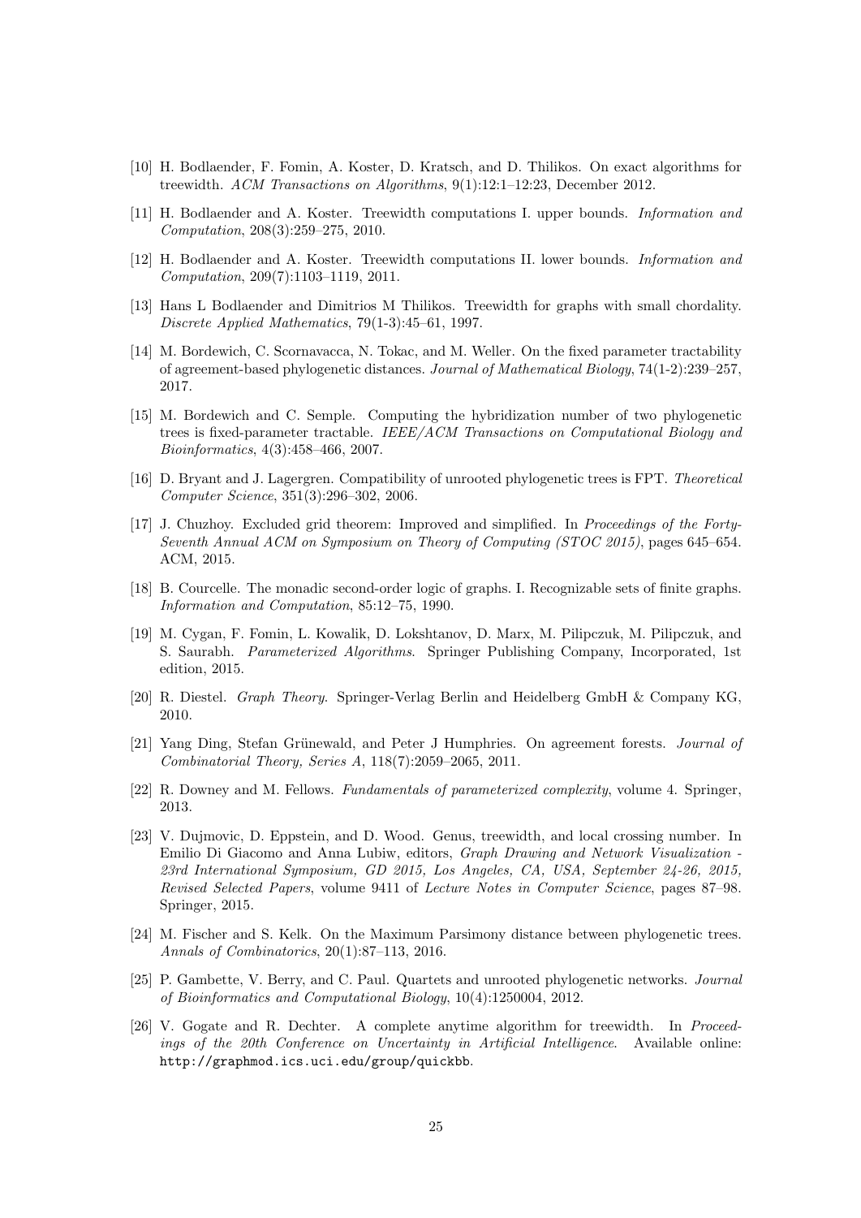[10] H. Bodlaender, F. Fomin, A. Koster, D. Kratsch, and D. Thilikos. On exact algorithms for treewidth. *ACM Transactions on Algorithms*, 9(1):12:1–12:23, December 2012.

[11] H. Bodlaender and A. Koster. Treewidth computations I. upper bounds. *Information and Computation*, 208(3):259–275, 2010.

[12] H. Bodlaender and A. Koster. Treewidth computations II. lower bounds. *Information and Computation*, 209(7):1103–1119, 2011.

[13] Hans L Bodlaender and Dimitrios M Thilikos. Treewidth for graphs with small chordality. *Discrete Applied Mathematics*, 79(1-3):45–61, 1997.

[14] M. Bordewich, C. Scornavacca, N. Tokac, and M. Weller. On the fixed parameter tractability of agreement-based phylogenetic distances. *Journal of Mathematical Biology*, 74(1-2):239–257, 2017.

[15] M. Bordewich and C. Semple. Computing the hybridization number of two phylogenetic trees is fixed-parameter tractable. *IEEE/ACM Transactions on Computational Biology and Bioinformatics*, 4(3):458–466, 2007.

[16] D. Bryant and J. Lagergren. Compatibility of unrooted phylogenetic trees is FPT. *Theoretical Computer Science*, 351(3):296–302, 2006.

[17] J. Chuzhoy. Excluded grid theorem: Improved and simplified. In *Proceedings of the Forty-Seventh Annual ACM on Symposium on Theory of Computing (STOC 2015)*, pages 645–654. ACM, 2015.

[18] B. Courcelle. The monadic second-order logic of graphs. I. Recognizable sets of finite graphs. *Information and Computation*, 85:12–75, 1990.

[19] M. Cygan, F. Fomin, L. Kowalik, D. Lokshtanov, D. Marx, M. Pilipczuk, M. Pilipczuk, and S. Saurabh. *Parameterized Algorithms*. Springer Publishing Company, Incorporated, 1st edition, 2015.

[20] R. Diestel. *Graph Theory*. Springer-Verlag Berlin and Heidelberg GmbH & Company KG, 2010.

[21] Yang Ding, Stefan Grünewald, and Peter J Humphries. On agreement forests. *Journal of Combinatorial Theory, Series A*, 118(7):2059–2065, 2011.

[22] R. Downey and M. Fellows. *Fundamentals of parameterized complexity*, volume 4. Springer, 2013.

[23] V. Dujmovic, D. Eppstein, and D. Wood. Genus, treewidth, and local crossing number. In Emilio Di Giacomo and Anna Lubiw, editors, *Graph Drawing and Network Visualization - 23rd International Symposium, GD 2015, Los Angeles, CA, USA, September 24-26, 2015, Revised Selected Papers*, volume 9411 of *Lecture Notes in Computer Science*, pages 87–98. Springer, 2015.

[24] M. Fischer and S. Kelk. On the Maximum Parsimony distance between phylogenetic trees. *Annals of Combinatorics*, 20(1):87–113, 2016.

[25] P. Gambette, V. Berry, and C. Paul. Quartets and unrooted phylogenetic networks. *Journal of Bioinformatics and Computational Biology*, 10(4):1250004, 2012.

[26] V. Gogate and R. Dechter. A complete anytime algorithm for treewidth. In *Proceedings of the 20th Conference on Uncertainty in Artificial Intelligence*. Available online: http://graphmod.ics.uci.edu/group/quickbb.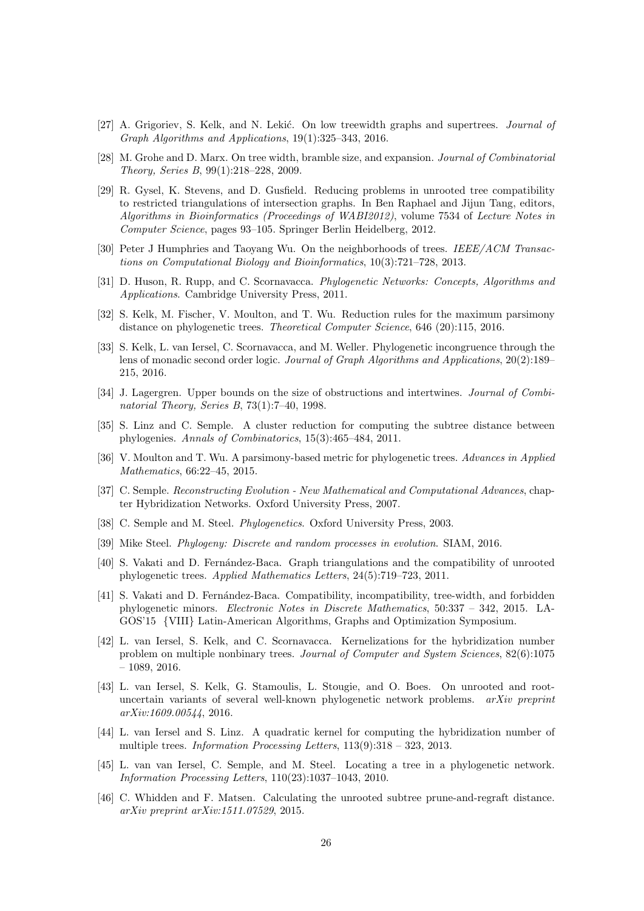[27] A. Grigoriev, S. Kelk, and N. Lekić. On low treewidth graphs and supertrees. *Journal of Graph Algorithms and Applications*, 19(1):325–343, 2016.

[28] M. Grohe and D. Marx. On tree width, bramble size, and expansion. *Journal of Combinatorial Theory, Series B*, 99(1):218–228, 2009.

[29] R. Gysel, K. Stevens, and D. Gusfield. Reducing problems in unrooted tree compatibility to restricted triangulations of intersection graphs. In Ben Raphael and Jijun Tang, editors, *Algorithms in Bioinformatics (Proceedings of WABI2012)*, volume 7534 of *Lecture Notes in Computer Science*, pages 93–105. Springer Berlin Heidelberg, 2012.

[30] Peter J Humphries and Taoyang Wu. On the neighborhoods of trees. *IEEE/ACM Transactions on Computational Biology and Bioinformatics*, 10(3):721–728, 2013.

[31] D. Huson, R. Rupp, and C. Scornavacca. *Phylogenetic Networks: Concepts, Algorithms and Applications*. Cambridge University Press, 2011.

[32] S. Kelk, M. Fischer, V. Moulton, and T. Wu. Reduction rules for the maximum parsimony distance on phylogenetic trees. *Theoretical Computer Science*, 646 (20):115, 2016.

[33] S. Kelk, L. van Iersel, C. Scornavacca, and M. Weller. Phylogenetic incongruence through the lens of monadic second order logic. *Journal of Graph Algorithms and Applications*, 20(2):189–215, 2016.

[34] J. Lagergren. Upper bounds on the size of obstructions and intertwines. *Journal of Combinatorial Theory, Series B*, 73(1):7–40, 1998.

[35] S. Linz and C. Semple. A cluster reduction for computing the subtree distance between phylogenies. *Annals of Combinatorics*, 15(3):465–484, 2011.

[36] V. Moulton and T. Wu. A parsimony-based metric for phylogenetic trees. *Advances in Applied Mathematics*, 66:22–45, 2015.

[37] C. Semple. *Reconstructing Evolution - New Mathematical and Computational Advances*, chapter Hybridization Networks. Oxford University Press, 2007.

[38] C. Semple and M. Steel. *Phylogenetics*. Oxford University Press, 2003.

[39] Mike Steel. *Phylogeny: Discrete and random processes in evolution*. SIAM, 2016.

[40] S. Vakati and D. Fernández-Baca. Graph triangulations and the compatibility of unrooted phylogenetic trees. *Applied Mathematics Letters*, 24(5):719–723, 2011.

[41] S. Vakati and D. Fernández-Baca. Compatibility, incompatibility, tree-width, and forbidden phylogenetic minors. *Electronic Notes in Discrete Mathematics*, 50:337 – 342, 2015. LAGOS'15 {VIII} Latin-American Algorithms, Graphs and Optimization Symposium.

[42] L. van Iersel, S. Kelk, and C. Scornavacca. Kernelizations for the hybridization number problem on multiple nonbinary trees. *Journal of Computer and System Sciences*, 82(6):1075 – 1089, 2016.

[43] L. van Iersel, S. Kelk, G. Stamoulis, L. Stougie, and O. Boes. On unrooted and root-uncertain variants of several well-known phylogenetic network problems. *arXiv preprint arXiv:1609.00544*, 2016.

[44] L. van Iersel and S. Linz. A quadratic kernel for computing the hybridization number of multiple trees. *Information Processing Letters*, 113(9):318 – 323, 2013.

[45] L. van van Iersel, C. Semple, and M. Steel. Locating a tree in a phylogenetic network. *Information Processing Letters*, 110(23):1037–1043, 2010.

[46] C. Whidden and F. Matsen. Calculating the unrooted subtree prune-and-regraft distance. *arXiv preprint arXiv:1511.07529*, 2015.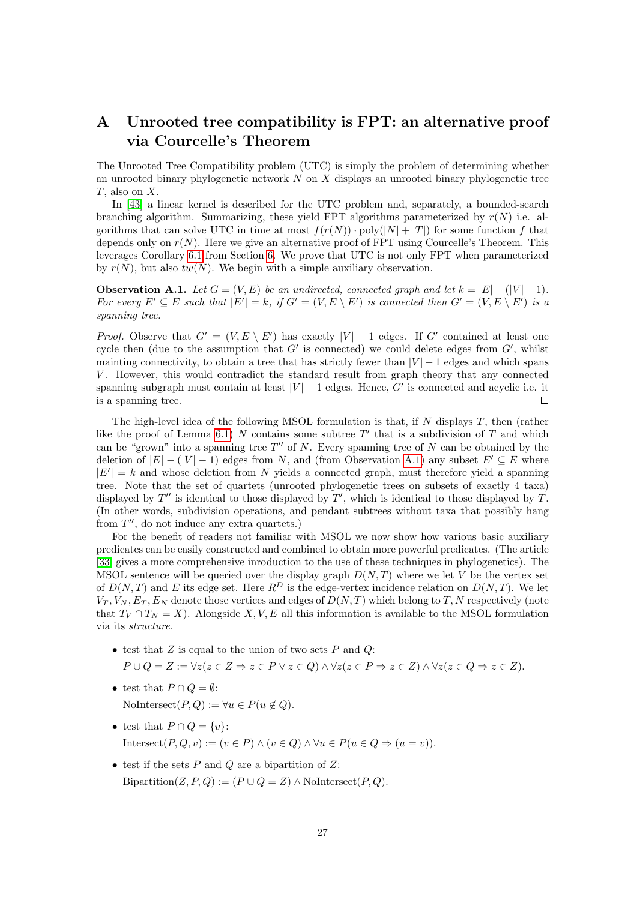# A Unrooted tree compatibility is FPT: an alternative proof via Courcelle's Theorem

The Unrooted Tree Compatibility problem (UTC) is simply the problem of determining whether an unrooted binary phylogenetic network $N$ on $X$ displays an unrooted binary phylogenetic tree $T$, also on $X$.

In [43] a linear kernel is described for the UTC problem and, separately, a bounded-search branching algorithm. Summarizing, these yield FPT algorithms parameterized by $r(N)$ i.e. algorithms that can solve UTC in time at most $f(r(N)) \cdot \text{poly}(|N| + |T|)$ for some function $f$ that depends only on $r(N)$. Here we give an alternative proof of FPT using Courcelle's Theorem. This leverages Corollary 6.1 from Section 6. We prove that UTC is not only FPT when parameterized by $r(N)$, but also $tw(N)$. We begin with a simple auxiliary observation.

**Observation A.1.** *Let $G = (V, E)$ be an undirected, connected graph and let $k = |E| - (|V| - 1)$. For every $E' \subseteq E$ such that $|E'| = k$, if $G' = (V, E \setminus E')$ is connected then $G' = (V, E \setminus E')$ is a spanning tree.*

*Proof.* Observe that $G' = (V, E \setminus E')$ has exactly $|V| - 1$ edges. If $G'$ contained at least one cycle then (due to the assumption that $G'$ is connected) we could delete edges from $G'$, whilst mainting connectivity, to obtain a tree that has strictly fewer than $|V| - 1$ edges and which spans $V$. However, this would contradict the standard result from graph theory that any connected spanning subgraph must contain at least $|V| - 1$ edges. Hence, $G'$ is connected and acyclic i.e. it is a spanning tree. $\square$

The high-level idea of the following MSOL formulation is that, if $N$ displays $T$, then (rather like the proof of Lemma 6.1) $N$ contains some subtree $T'$ that is a subdivision of $T$ and which can be "grown" into a spanning tree $T''$ of $N$. Every spanning tree of $N$ can be obtained by the deletion of $|E| - (|V| - 1)$ edges from $N$, and (from Observation A.1) any subset $E' \subseteq E$ where $|E'| = k$ and whose deletion from $N$ yields a connected graph, must therefore yield a spanning tree. Note that the set of quartets (unrooted phylogenetic trees on subsets of exactly 4 taxa) displayed by $T''$ is identical to those displayed by $T'$, which is identical to those displayed by $T$. (In other words, subdivision operations, and pendant subtrees without taxa that possibly hang from $T''$, do not induce any extra quartets.)

For the benefit of readers not familiar with MSOL we now show how various basic auxiliary predicates can be easily constructed and combined to obtain more powerful predicates. (The article [33] gives a more comprehensive inroduction to the use of these techniques in phylogenetics). The MSOL sentence will be queried over the display graph $D(N, T)$ where we let $V$ be the vertex set of $D(N, T)$ and $E$ its edge set. Here $R^D$ is the edge-vertex incidence relation on $D(N, T)$. We let $V_T, V_N, E_T, E_N$ denote those vertices and edges of $D(N, T)$ which belong to $T, N$ respectively (note that $T_V \cap T_N = X$). Alongside $X, V, E$ all this information is available to the MSOL formulation via its *structure*.

- test that $Z$ is equal to the union of two sets $P$ and $Q$:
  $P \cup Q = Z := \forall z(z \in Z \Rightarrow z \in P \vee z \in Q) \wedge \forall z(z \in P \Rightarrow z \in Z) \wedge \forall z(z \in Q \Rightarrow z \in Z)$.
- test that $P \cap Q = \emptyset$:
  $\text{NoIntersect}(P, Q) := \forall u \in P(u \notin Q)$.
- test that $P \cap Q = \{v\}$:
  $\text{Intersect}(P, Q, v) := (v \in P) \wedge (v \in Q) \wedge \forall u \in P(u \in Q \Rightarrow (u = v))$.
- test if the sets $P$ and $Q$ are a bipartition of $Z$:
  $\text{Bipartition}(Z, P, Q) := (P \cup Q = Z) \wedge \text{NoIntersect}(P, Q)$.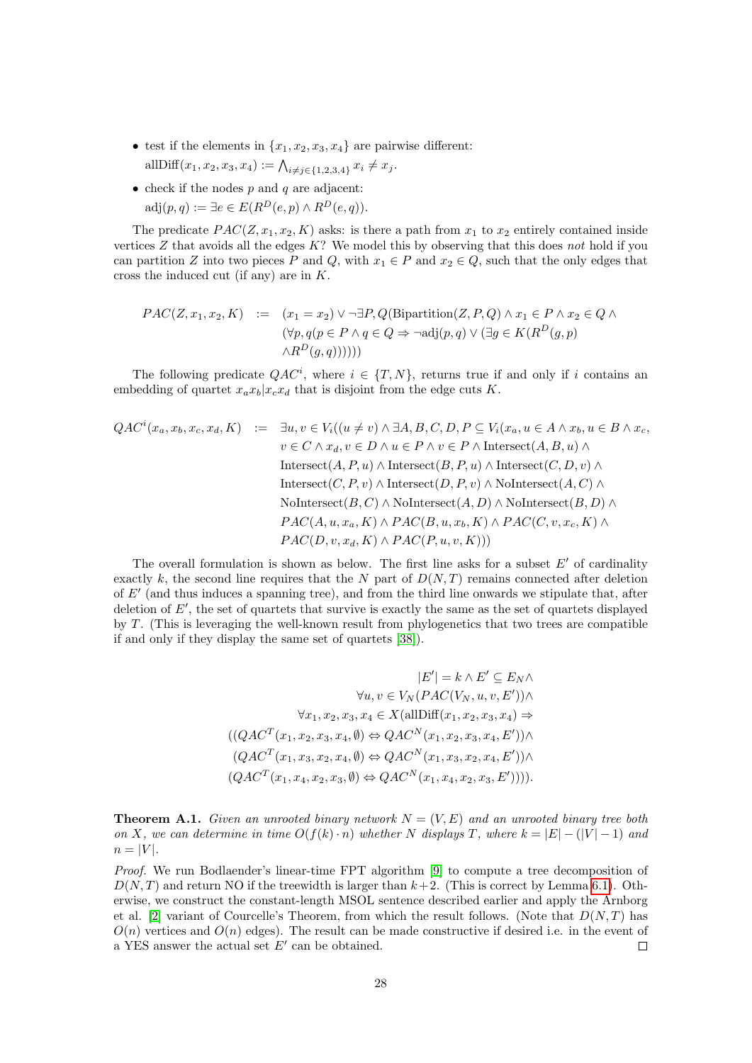- test if the elements in $\{x_1, x_2, x_3, x_4\}$ are pairwise different:
  $\text{allDiff}(x_1, x_2, x_3, x_4) := \bigwedge_{i \neq j \in \{1,2,3,4\}} x_i \neq x_j$.
- check if the nodes $p$ and $q$ are adjacent:
  $\text{adj}(p, q) := \exists e \in E(R^D(e, p) \wedge R^D(e, q))$.

The predicate $PAC(Z, x_1, x_2, K)$ asks: is there a path from $x_1$ to $x_2$ entirely contained inside vertices $Z$ that avoids all the edges $K$? We model this by observing that this does *not* hold if you can partition $Z$ into two pieces $P$ and $Q$, with $x_1 \in P$ and $x_2 \in Q$, such that the only edges that cross the induced cut (if any) are in $K$.

$$
\begin{aligned}
PAC(Z, x_1, x_2, K) \quad := \quad & (x_1 = x_2) \vee \neg \exists P, Q(\text{Bipartition}(Z, P, Q) \wedge x_1 \in P \wedge x_2 \in Q \wedge \\
& (\forall p, q(p \in P \wedge q \in Q \Rightarrow \neg \text{adj}(p, q) \vee (\exists g \in K(R^D(g, p) \\
& \wedge R^D(g, q))))))
\end{aligned}
$$

The following predicate $QAC^i$, where $i \in \{T, N\}$, returns true if and only if $i$ contains an embedding of quartet $x_a x_b | x_c x_d$ that is disjoint from the edge cuts $K$.

$$
\begin{aligned}
QAC^i(x_a, x_b, x_c, x_d, K) \quad := \quad & \exists u, v \in V_i((u \neq v) \wedge \exists A, B, C, D, P \subseteq V_i(x_a, u \in A \wedge x_b, u \in B \wedge x_c, \\
& v \in C \wedge x_d, v \in D \wedge u \in P \wedge v \in P \wedge \text{Intersect}(A, B, u) \wedge \\
& \text{Intersect}(A, P, u) \wedge \text{Intersect}(B, P, u) \wedge \text{Intersect}(C, D, v) \wedge \\
& \text{Intersect}(C, P, v) \wedge \text{Intersect}(D, P, v) \wedge \text{NoIntersect}(A, C) \wedge \\
& \text{NoIntersect}(B, C) \wedge \text{NoIntersect}(A, D) \wedge \text{NoIntersect}(B, D) \wedge \\
& PAC(A, u, x_a, K) \wedge PAC(B, u, x_b, K) \wedge PAC(C, v, x_c, K) \wedge \\
& PAC(D, v, x_d, K) \wedge PAC(P, u, v, K)))
\end{aligned}
$$

The overall formulation is shown as below. The first line asks for a subset $E'$ of cardinality exactly $k$, the second line requires that the $N$ part of $D(N, T)$ remains connected after deletion of $E'$ (and thus induces a spanning tree), and from the third line onwards we stipulate that, after deletion of $E'$, the set of quartets that survive is exactly the same as the set of quartets displayed by $T$. (This is leveraging the well-known result from phylogenetics that two trees are compatible if and only if they display the same set of quartets [38]).

$$
\begin{aligned}
|E'| = k \wedge E' \subseteq E_N \wedge \\
\forall u, v \in V_N(PAC(V_N, u, v, E')) \wedge \\
\forall x_1, x_2, x_3, x_4 \in X(\text{allDiff}(x_1, x_2, x_3, x_4) \Rightarrow \\
((QAC^T(x_1, x_2, x_3, x_4, \emptyset) \Leftrightarrow QAC^N(x_1, x_2, x_3, x_4, E')) \wedge \\
(QAC^T(x_1, x_3, x_2, x_4, \emptyset) \Leftrightarrow QAC^N(x_1, x_3, x_2, x_4, E')) \wedge \\
(QAC^T(x_1, x_4, x_2, x_3, \emptyset) \Leftrightarrow QAC^N(x_1, x_4, x_2, x_3, E')))).
\end{aligned}
$$

**Theorem A.1.** *Given an unrooted binary network $N = (V, E)$ and an unrooted binary tree both on $X$, we can determine in time $O(f(k) \cdot n)$ whether $N$ displays $T$, where $k = |E| - (|V| - 1)$ and $n = |V|$.*

*Proof.* We run Bodlaender's linear-time FPT algorithm [9] to compute a tree decomposition of $D(N, T)$ and return NO if the treewidth is larger than $k+2$. (This is correct by Lemma 6.1). Otherwise, we construct the constant-length MSOL sentence described earlier and apply the Arnborg et al. [2] variant of Courcelle's Theorem, from which the result follows. (Note that $D(N, T)$ has $O(n)$ vertices and $O(n)$ edges). The result can be made constructive if desired i.e. in the event of a YES answer the actual set $E'$ can be obtained. ◻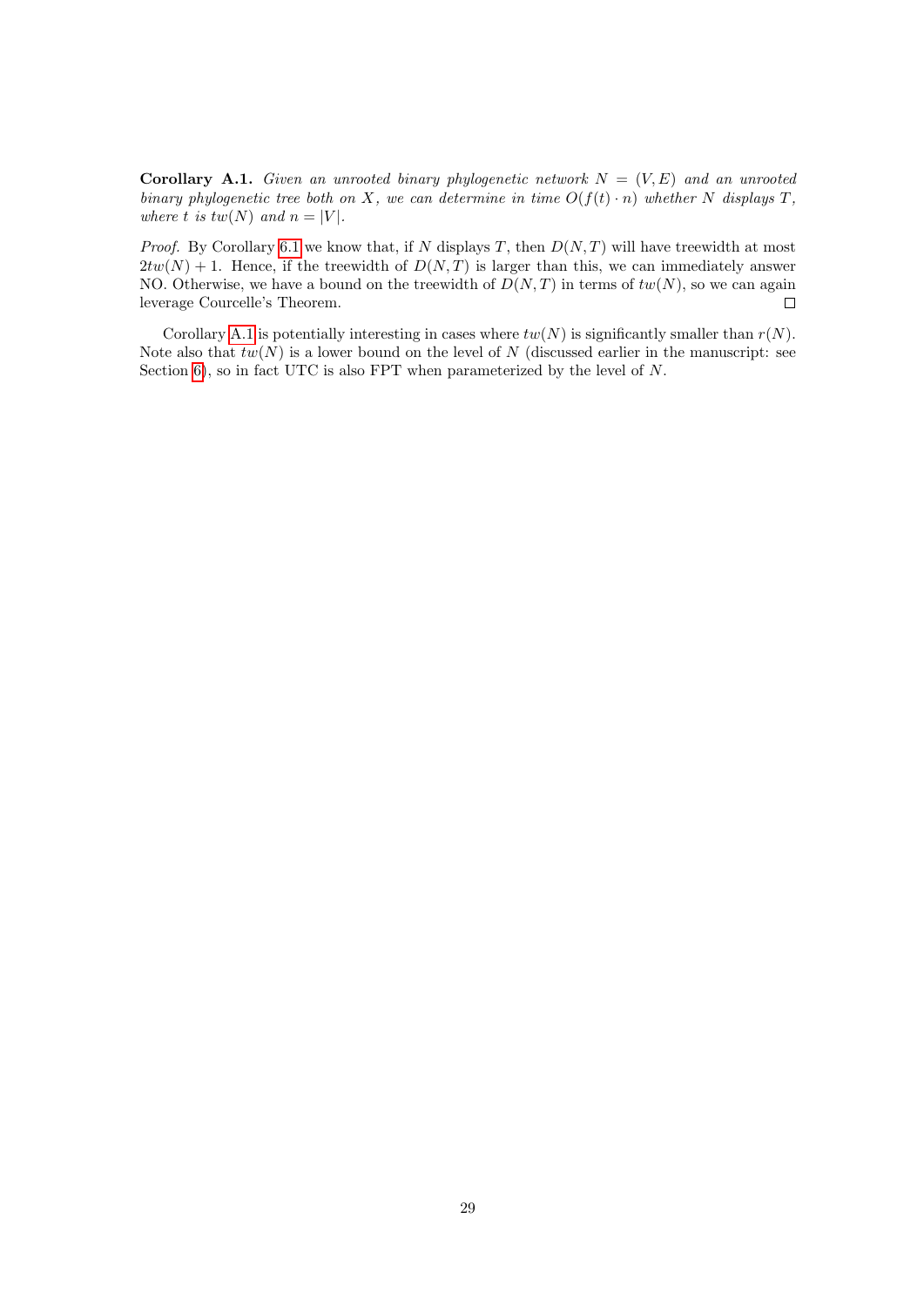**Corollary A.1.** *Given an unrooted binary phylogenetic network $N = (V, E)$ and an unrooted binary phylogenetic tree both on $X$, we can determine in time $O(f(t) \cdot n)$ whether $N$ displays $T$, where $t$ is $tw(N)$ and $n = |V|$.*

*Proof.* By Corollary 6.1 we know that, if $N$ displays $T$, then $D(N, T)$ will have treewidth at most $2tw(N) + 1$. Hence, if the treewidth of $D(N, T)$ is larger than this, we can immediately answer NO. Otherwise, we have a bound on the treewidth of $D(N, T)$ in terms of $tw(N)$, so we can again leverage Courcelle's Theorem. □

Corollary A.1 is potentially interesting in cases where $tw(N)$ is significantly smaller than $r(N)$. Note also that $tw(N)$ is a lower bound on the level of $N$ (discussed earlier in the manuscript: see Section 6), so in fact UTC is also FPT when parameterized by the level of $N$.